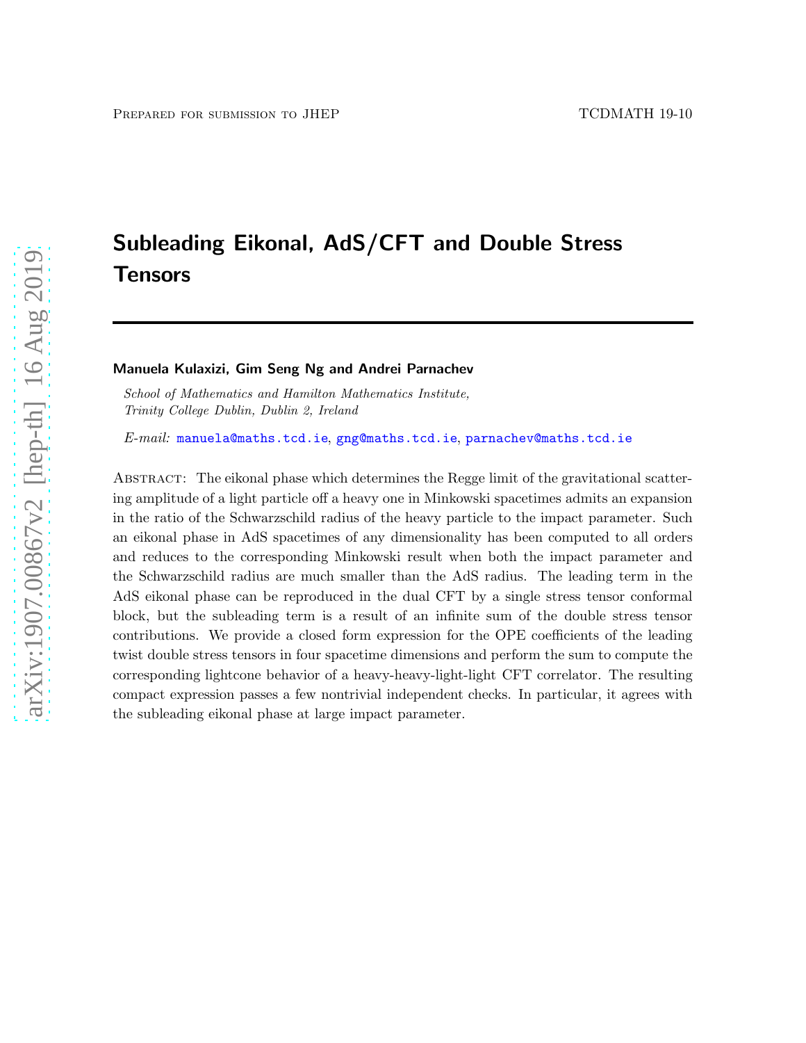Prepared for submission to JHEP TCDMATH 19-10

# Subleading Eikonal, AdS/CFT and Double Stress Tensors

**Manuela Kulaxizi, Gim Seng Ng and Andrei Parnachev**

*School of Mathematics and Hamilton Mathematics Institute, Trinity College Dublin, Dublin 2, Ireland*

*E-mail:* manuela@maths.tcd.ie, gng@maths.tcd.ie, parnachev@maths.tcd.ie

Abstract: The eikonal phase which determines the Regge limit of the gravitational scattering amplitude of a light particle off a heavy one in Minkowski spacetimes admits an expansion in the ratio of the Schwarzschild radius of the heavy particle to the impact parameter. Such an eikonal phase in AdS spacetimes of any dimensionality has been computed to all orders and reduces to the corresponding Minkowski result when both the impact parameter and the Schwarzschild radius are much smaller than the AdS radius. The leading term in the AdS eikonal phase can be reproduced in the dual CFT by a single stress tensor conformal block, but the subleading term is a result of an infinite sum of the double stress tensor contributions. We provide a closed form expression for the OPE coefficients of the leading twist double stress tensors in four spacetime dimensions and perform the sum to compute the corresponding lightcone behavior of a heavy-heavy-light-light CFT correlator. The resulting compact expression passes a few nontrivial independent checks. In particular, it agrees with the subleading eikonal phase at large impact parameter.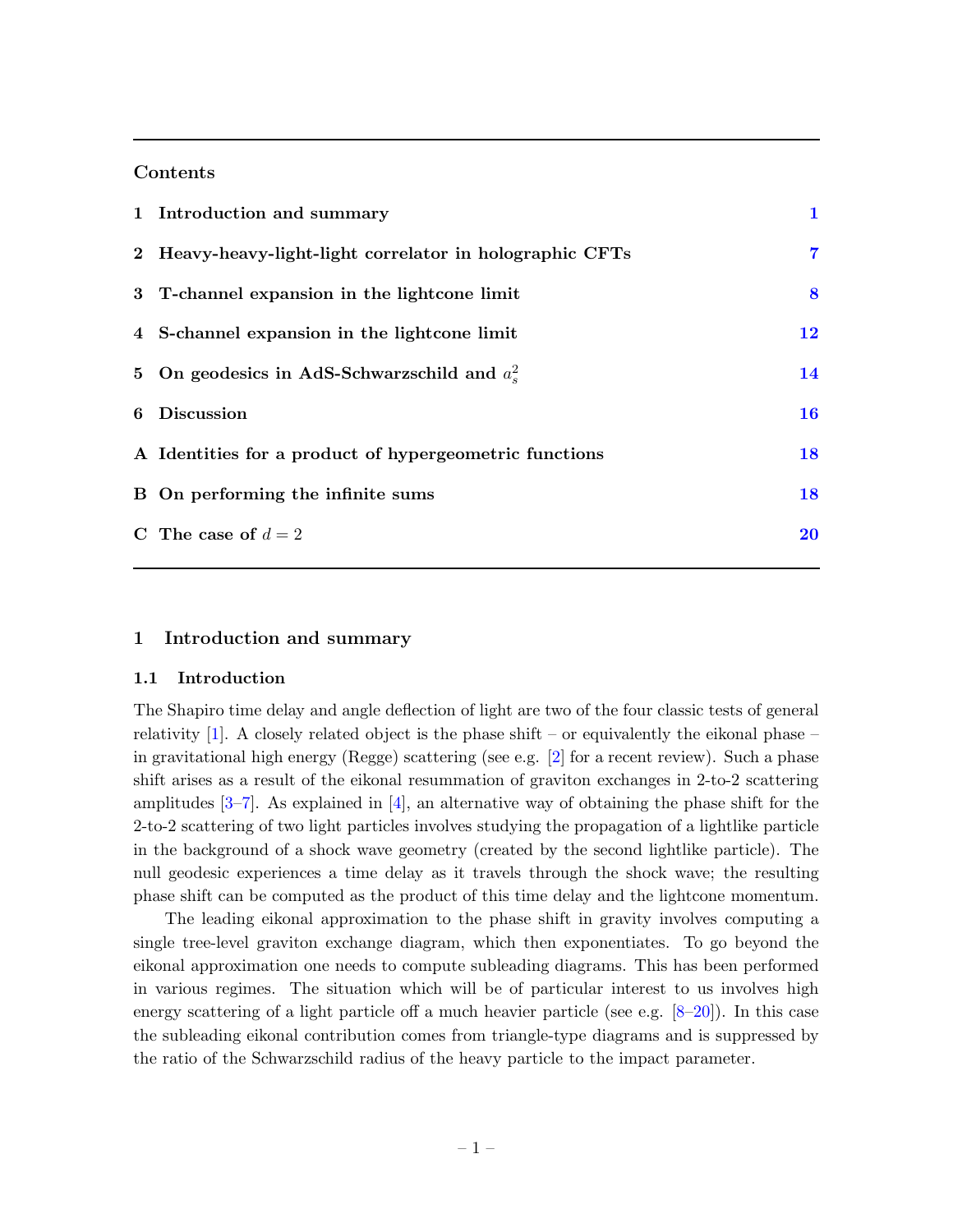## Contents

| | | |
|---|---|---|
| 1 | Introduction and summary | 1 |
| 2 | Heavy-heavy-light-light correlator in holographic CFTs | 7 |
| 3 | T-channel expansion in the lightcone limit | 8 |
| 4 | S-channel expansion in the lightcone limit | 12 |
| 5 | On geodesics in AdS-Schwarzschild and $a_s^2$ | 14 |
| 6 | Discussion | 16 |
| A | Identities for a product of hypergeometric functions | 18 |
| B | On performing the infinite sums | 18 |
| C | The case of $d = 2$ | 20 |

# 1 Introduction and summary

## 1.1 Introduction

The Shapiro time delay and angle deflection of light are two of the four classic tests of general relativity [1]. A closely related object is the phase shift – or equivalently the eikonal phase – in gravitational high energy (Regge) scattering (see e.g. [2] for a recent review). Such a phase shift arises as a result of the eikonal resummation of graviton exchanges in 2-to-2 scattering amplitudes [3–7]. As explained in [4], an alternative way of obtaining the phase shift for the 2-to-2 scattering of two light particles involves studying the propagation of a lightlike particle in the background of a shock wave geometry (created by the second lightlike particle). The null geodesic experiences a time delay as it travels through the shock wave; the resulting phase shift can be computed as the product of this time delay and the lightcone momentum.

The leading eikonal approximation to the phase shift in gravity involves computing a single tree-level graviton exchange diagram, which then exponentiates. To go beyond the eikonal approximation one needs to compute subleading diagrams. This has been performed in various regimes. The situation which will be of particular interest to us involves high energy scattering of a light particle off a much heavier particle (see e.g. [8–20]). In this case the subleading eikonal contribution comes from triangle-type diagrams and is suppressed by the ratio of the Schwarzschild radius of the heavy particle to the impact parameter.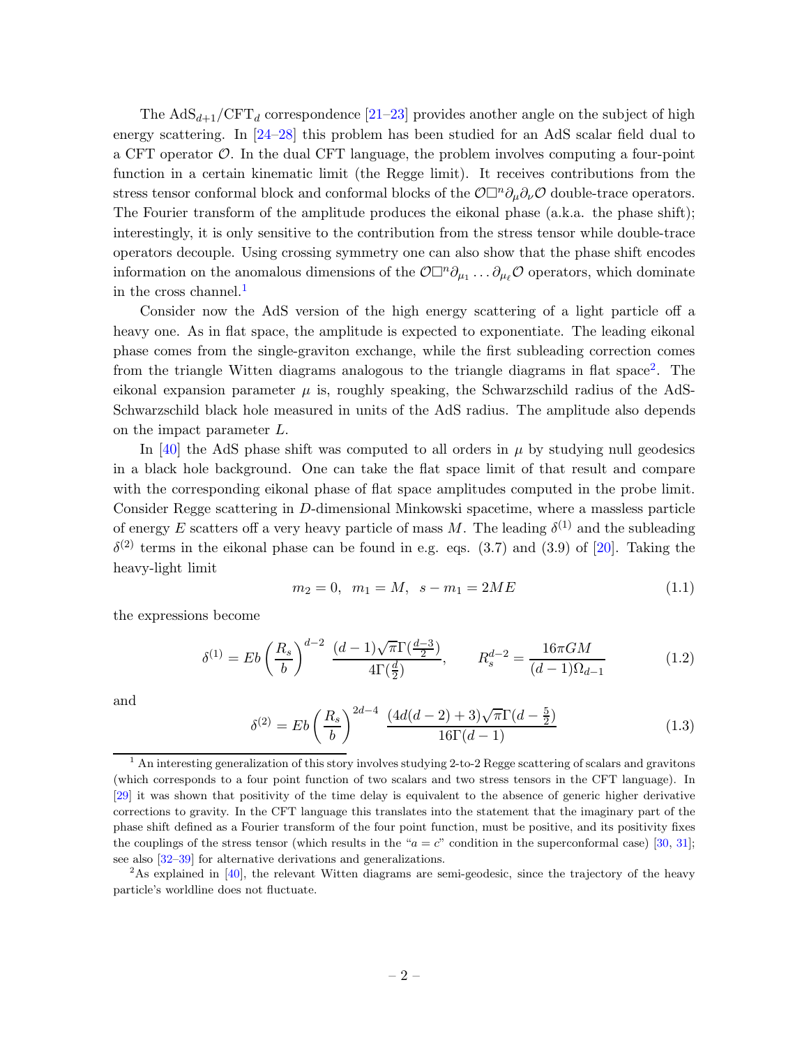The AdS$_{d+1}$/CFT$_d$ correspondence [21–23] provides another angle on the subject of high energy scattering. In [24–28] this problem has been studied for an AdS scalar field dual to a CFT operator $\mathcal{O}$. In the dual CFT language, the problem involves computing a four-point function in a certain kinematic limit (the Regge limit). It receives contributions from the stress tensor conformal block and conformal blocks of the $\mathcal{O}\Box^n\partial_\mu\partial_\nu\mathcal{O}$ double-trace operators. The Fourier transform of the amplitude produces the eikonal phase (a.k.a. the phase shift); interestingly, it is only sensitive to the contribution from the stress tensor while double-trace operators decouple. Using crossing symmetry one can also show that the phase shift encodes information on the anomalous dimensions of the $\mathcal{O}\Box^n\partial_{\mu_1}\ldots\partial_{\mu_\ell}\mathcal{O}$ operators, which dominate in the cross channel.[1]

Consider now the AdS version of the high energy scattering of a light particle off a heavy one. As in flat space, the amplitude is expected to exponentiate. The leading eikonal phase comes from the single-graviton exchange, while the first subleading correction comes from the triangle Witten diagrams analogous to the triangle diagrams in flat space[2]. The eikonal expansion parameter $\mu$ is, roughly speaking, the Schwarzschild radius of the AdS-Schwarzschild black hole measured in units of the AdS radius. The amplitude also depends on the impact parameter $L$.

In [40] the AdS phase shift was computed to all orders in $\mu$ by studying null geodesics in a black hole background. One can take the flat space limit of that result and compare with the corresponding eikonal phase of flat space amplitudes computed in the probe limit. Consider Regge scattering in $D$-dimensional Minkowski spacetime, where a massless particle of energy $E$ scatters off a very heavy particle of mass $M$. The leading $\delta^{(1)}$ and the subleading $\delta^{(2)}$ terms in the eikonal phase can be found in e.g. eqs. (3.7) and (3.9) of [20]. Taking the heavy-light limit

$$m_2 = 0, \quad m_1 = M, \quad s - m_1 = 2ME \tag{1.1}$$

the expressions become

$$\delta^{(1)} = Eb\left(\frac{R_s}{b}\right)^{d-2} \frac{(d-1)\sqrt{\pi}\,\Gamma(\frac{d-3}{2})}{4\Gamma(\frac{d}{2})}, \qquad R_s^{d-2} = \frac{16\pi G M}{(d-1)\Omega_{d-1}} \tag{1.2}$$

and

$$\delta^{(2)} = Eb\left(\frac{R_s}{b}\right)^{2d-4} \frac{(4d(d-2)+3)\sqrt{\pi}\,\Gamma(d-\frac{5}{2})}{16\Gamma(d-1)} \tag{1.3}$$

---

[1] An interesting generalization of this story involves studying 2-to-2 Regge scattering of scalars and gravitons (which corresponds to a four point function of two scalars and two stress tensors in the CFT language). In [29] it was shown that positivity of the time delay is equivalent to the absence of generic higher derivative corrections to gravity. In the CFT language this translates into the statement that the imaginary part of the phase shift defined as a Fourier transform of the four point function, must be positive, and its positivity fixes the couplings of the stress tensor (which results in the "$a = c$" condition in the superconformal case) [30, 31]; see also [32–39] for alternative derivations and generalizations.

[2] As explained in [40], the relevant Witten diagrams are semi-geodesic, since the trajectory of the heavy particle's worldline does not fluctuate.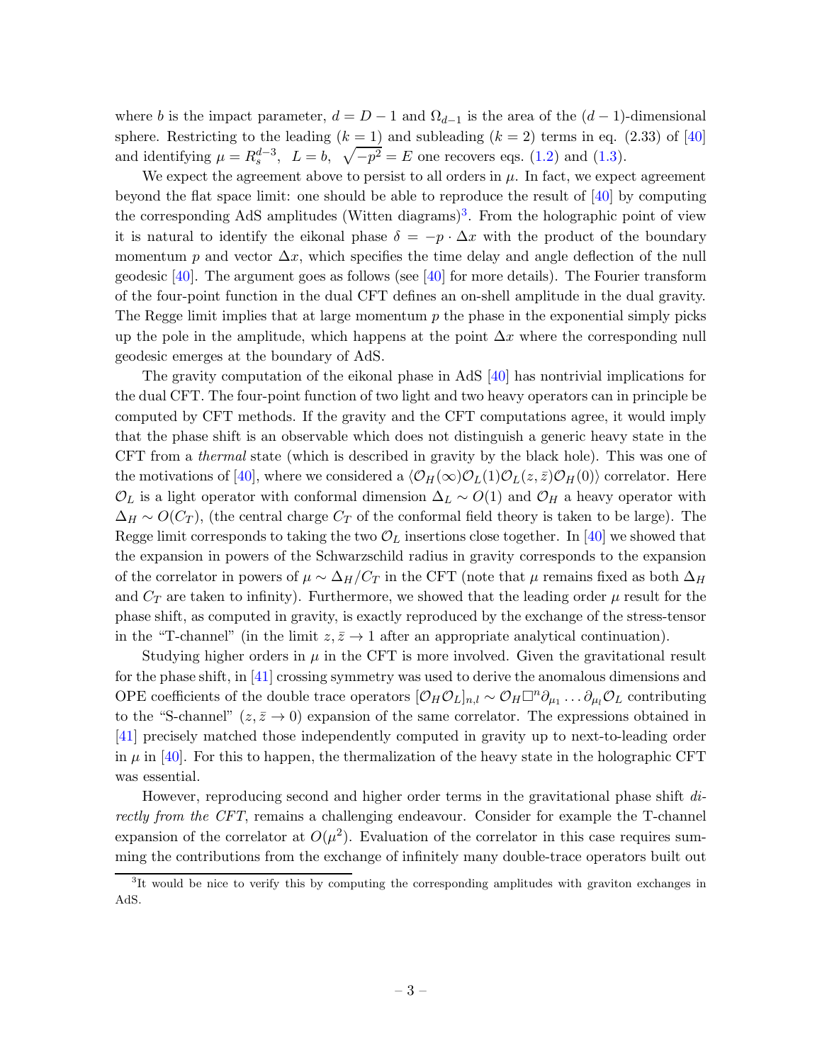where $b$ is the impact parameter, $d = D - 1$ and $\Omega_{d-1}$ is the area of the $(d-1)$-dimensional sphere. Restricting to the leading ($k = 1$) and subleading ($k = 2$) terms in eq. (2.33) of [40] and identifying $\mu = R_s^{d-3}$, $L = b$, $\sqrt{-p^2} = E$ one recovers eqs. (1.2) and (1.3).

We expect the agreement above to persist to all orders in $\mu$. In fact, we expect agreement beyond the flat space limit: one should be able to reproduce the result of [40] by computing the corresponding AdS amplitudes (Witten diagrams)[3]. From the holographic point of view it is natural to identify the eikonal phase $\delta = -p \cdot \Delta x$ with the product of the boundary momentum $p$ and vector $\Delta x$, which specifies the time delay and angle deflection of the null geodesic [40]. The argument goes as follows (see [40] for more details). The Fourier transform of the four-point function in the dual CFT defines an on-shell amplitude in the dual gravity. The Regge limit implies that at large momentum $p$ the phase in the exponential simply picks up the pole in the amplitude, which happens at the point $\Delta x$ where the corresponding null geodesic emerges at the boundary of AdS.

The gravity computation of the eikonal phase in AdS [40] has nontrivial implications for the dual CFT. The four-point function of two light and two heavy operators can in principle be computed by CFT methods. If the gravity and the CFT computations agree, it would imply that the phase shift is an observable which does not distinguish a generic heavy state in the CFT from a *thermal* state (which is described in gravity by the black hole). This was one of the motivations of [40], where we considered a $\langle \mathcal{O}_H(\infty)\mathcal{O}_L(1)\mathcal{O}_L(z,\bar{z})\mathcal{O}_H(0)\rangle$ correlator. Here $\mathcal{O}_L$ is a light operator with conformal dimension $\Delta_L \sim O(1)$ and $\mathcal{O}_H$ a heavy operator with $\Delta_H \sim O(C_T)$, (the central charge $C_T$ of the conformal field theory is taken to be large). The Regge limit corresponds to taking the two $\mathcal{O}_L$ insertions close together. In [40] we showed that the expansion in powers of the Schwarzschild radius in gravity corresponds to the expansion of the correlator in powers of $\mu \sim \Delta_H/C_T$ in the CFT (note that $\mu$ remains fixed as both $\Delta_H$ and $C_T$ are taken to infinity). Furthermore, we showed that the leading order $\mu$ result for the phase shift, as computed in gravity, is exactly reproduced by the exchange of the stress-tensor in the "T-channel" (in the limit $z, \bar{z} \to 1$ after an appropriate analytical continuation).

Studying higher orders in $\mu$ in the CFT is more involved. Given the gravitational result for the phase shift, in [41] crossing symmetry was used to derive the anomalous dimensions and OPE coefficients of the double trace operators $[\mathcal{O}_H\mathcal{O}_L]_{n,l} \sim \mathcal{O}_H\Box^n\partial_{\mu_1}\ldots\partial_{\mu_l}\mathcal{O}_L$ contributing to the "S-channel" ($z, \bar{z} \to 0$) expansion of the same correlator. The expressions obtained in [41] precisely matched those independently computed in gravity up to next-to-leading order in $\mu$ in [40]. For this to happen, the thermalization of the heavy state in the holographic CFT was essential.

However, reproducing second and higher order terms in the gravitational phase shift *directly from the CFT*, remains a challenging endeavour. Consider for example the T-channel expansion of the correlator at $O(\mu^2)$. Evaluation of the correlator in this case requires summing the contributions from the exchange of infinitely many double-trace operators built out

[3] It would be nice to verify this by computing the corresponding amplitudes with graviton exchanges in AdS.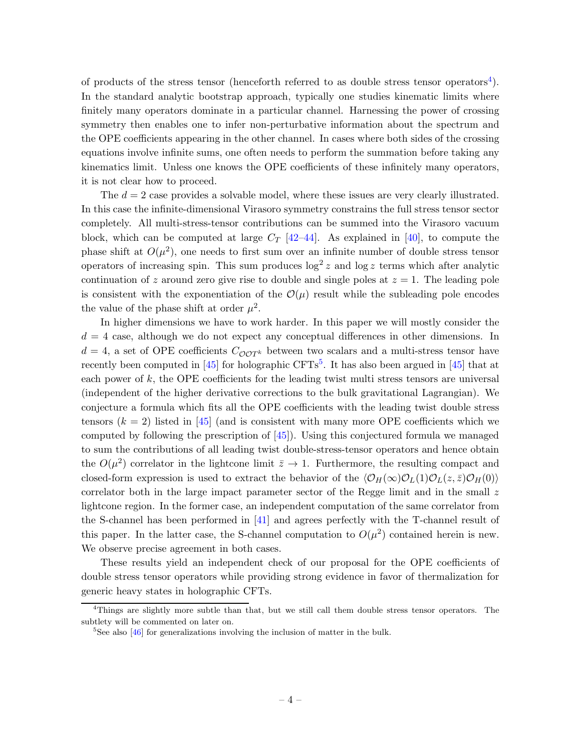of products of the stress tensor (henceforth referred to as double stress tensor operators[4]). In the standard analytic bootstrap approach, typically one studies kinematic limits where finitely many operators dominate in a particular channel. Harnessing the power of crossing symmetry then enables one to infer non-perturbative information about the spectrum and the OPE coefficients appearing in the other channel. In cases where both sides of the crossing equations involve infinite sums, one often needs to perform the summation before taking any kinematics limit. Unless one knows the OPE coefficients of these infinitely many operators, it is not clear how to proceed.

The $d = 2$ case provides a solvable model, where these issues are very clearly illustrated. In this case the infinite-dimensional Virasoro symmetry constrains the full stress tensor sector completely. All multi-stress-tensor contributions can be summed into the Virasoro vacuum block, which can be computed at large $C_T$ [42–44]. As explained in [40], to compute the phase shift at $O(\mu^2)$, one needs to first sum over an infinite number of double stress tensor operators of increasing spin. This sum produces $\log^2 z$ and $\log z$ terms which after analytic continuation of $z$ around zero give rise to double and single poles at $z = 1$. The leading pole is consistent with the exponentiation of the $\mathcal{O}(\mu)$ result while the subleading pole encodes the value of the phase shift at order $\mu^2$.

In higher dimensions we have to work harder. In this paper we will mostly consider the $d = 4$ case, although we do not expect any conceptual differences in other dimensions. In $d = 4$, a set of OPE coefficients $C_{\mathcal{O}\mathcal{O}T^k}$ between two scalars and a multi-stress tensor have recently been computed in [45] for holographic CFTs[5]. It has also been argued in [45] that at each power of $k$, the OPE coefficients for the leading twist multi stress tensors are universal (independent of the higher derivative corrections to the bulk gravitational Lagrangian). We conjecture a formula which fits all the OPE coefficients with the leading twist double stress tensors ($k = 2$) listed in [45] (and is consistent with many more OPE coefficients which we computed by following the prescription of [45]). Using this conjectured formula we managed to sum the contributions of all leading twist double-stress-tensor operators and hence obtain the $O(\mu^2)$ correlator in the lightcone limit $\bar{z} \to 1$. Furthermore, the resulting compact and closed-form expression is used to extract the behavior of the $\langle \mathcal{O}_H(\infty)\mathcal{O}_L(1)\mathcal{O}_L(z, \bar{z})\mathcal{O}_H(0)\rangle$ correlator both in the large impact parameter sector of the Regge limit and in the small $z$ lightcone region. In the former case, an independent computation of the same correlator from the S-channel has been performed in [41] and agrees perfectly with the T-channel result of this paper. In the latter case, the S-channel computation to $O(\mu^2)$ contained herein is new. We observe precise agreement in both cases.

These results yield an independent check of our proposal for the OPE coefficients of double stress tensor operators while providing strong evidence in favor of thermalization for generic heavy states in holographic CFTs.

[4] Things are slightly more subtle than that, but we still call them double stress tensor operators. The subtlety will be commented on later on.

[5] See also [46] for generalizations involving the inclusion of matter in the bulk.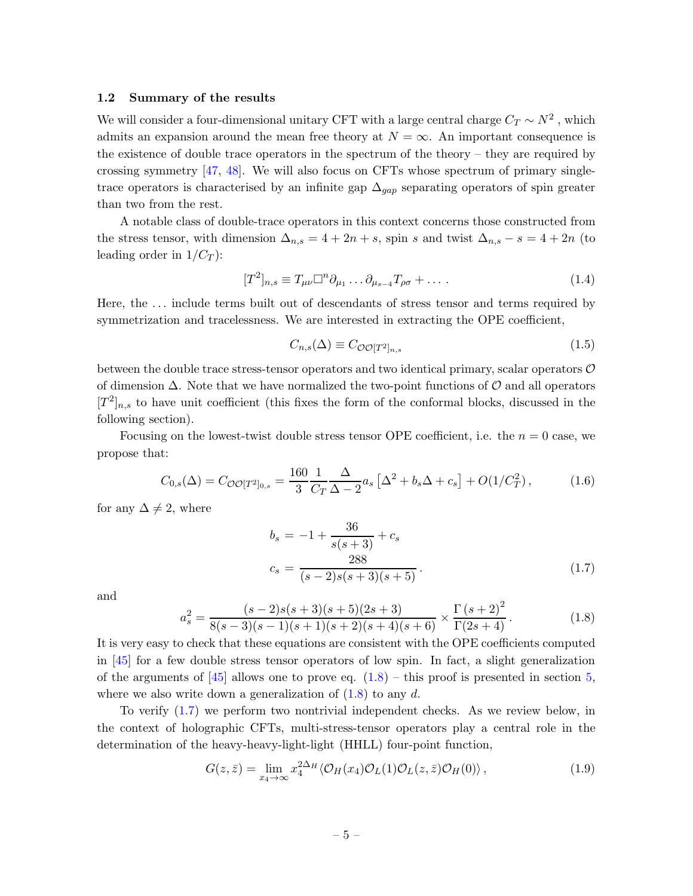### 1.2 Summary of the results

We will consider a four-dimensional unitary CFT with a large central charge $C_T \sim N^2$ , which admits an expansion around the mean free theory at $N = \infty$. An important consequence is the existence of double trace operators in the spectrum of the theory – they are required by crossing symmetry [47, 48]. We will also focus on CFTs whose spectrum of primary single-trace operators is characterised by an infinite gap $\Delta_{gap}$ separating operators of spin greater than two from the rest.

A notable class of double-trace operators in this context concerns those constructed from the stress tensor, with dimension $\Delta_{n,s} = 4 + 2n + s$, spin $s$ and twist $\Delta_{n,s} - s = 4 + 2n$ (to leading order in $1/C_T$):

$$[T^2]_{n,s} \equiv T_{\mu\nu} \Box^n \partial_{\mu_1} \dots \partial_{\mu_{s-4}} T_{\rho\sigma} + \dots \,. \tag{1.4}$$

Here, the ... include terms built out of descendants of stress tensor and terms required by symmetrization and tracelessness. We are interested in extracting the OPE coefficient,

$$C_{n,s}(\Delta) \equiv C_{\mathcal{O}\mathcal{O}[T^2]_{n,s}} \tag{1.5}$$

between the double trace stress-tensor operators and two identical primary, scalar operators $\mathcal{O}$ of dimension $\Delta$. Note that we have normalized the two-point functions of $\mathcal{O}$ and all operators $[T^2]_{n,s}$ to have unit coefficient (this fixes the form of the conformal blocks, discussed in the following section).

Focusing on the lowest-twist double stress tensor OPE coefficient, i.e. the $n = 0$ case, we propose that:

$$C_{0,s}(\Delta) = C_{\mathcal{O}\mathcal{O}[T^2]_{0,s}} = \frac{160}{3} \frac{1}{C_T} \frac{\Delta}{\Delta - 2} a_s \left[\Delta^2 + b_s \Delta + c_s\right] + O(1/C_T^2) \,, \tag{1.6}$$

for any $\Delta \neq 2$, where

$$\begin{aligned} b_s \, &= -1 + \frac{36}{s(s+3)} + c_s \\ c_s \, &= \frac{288}{(s-2)s(s+3)(s+5)} \,. \end{aligned} \tag{1.7}$$

and

$$a_s^2 = \frac{(s-2)s(s+3)(s+5)(2s+3)}{8(s-3)(s-1)(s+1)(s+2)(s+4)(s+6)} \times \frac{\Gamma(s+2)^2}{\Gamma(2s+4)} \,. \tag{1.8}$$

It is very easy to check that these equations are consistent with the OPE coefficients computed in [45] for a few double stress tensor operators of low spin. In fact, a slight generalization of the arguments of [45] allows one to prove eq. (1.8) – this proof is presented in section 5, where we also write down a generalization of (1.8) to any $d$.

To verify (1.7) we perform two nontrivial independent checks. As we review below, in the context of holographic CFTs, multi-stress-tensor operators play a central role in the determination of the heavy-heavy-light-light (HHLL) four-point function,

$$G(z, \bar{z}) = \lim_{x_4 \to \infty} x_4^{2\Delta_H} \langle \mathcal{O}_H(x_4) \mathcal{O}_L(1) \mathcal{O}_L(z, \bar{z}) \mathcal{O}_H(0) \rangle \,, \tag{1.9}$$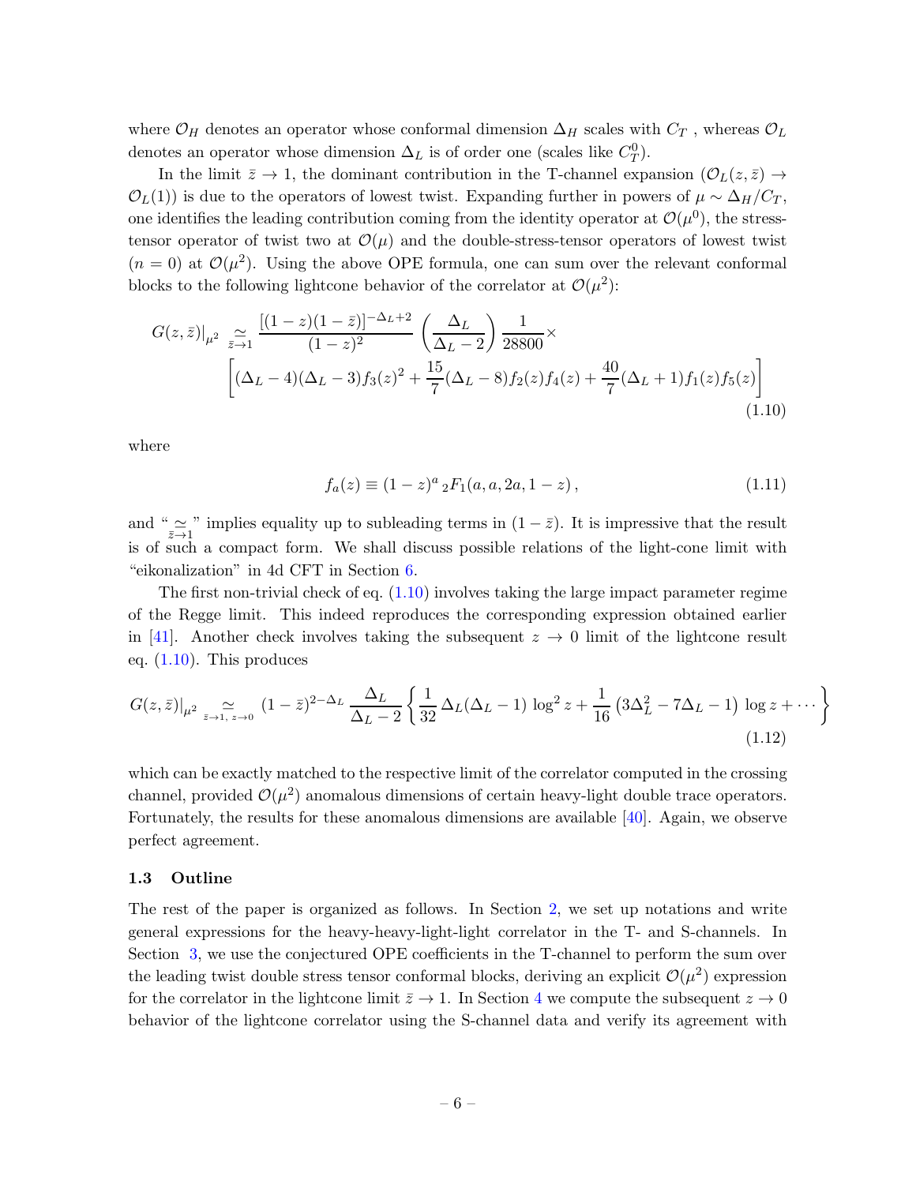where $\mathcal{O}_H$ denotes an operator whose conformal dimension $\Delta_H$ scales with $C_T$ , whereas $\mathcal{O}_L$ denotes an operator whose dimension $\Delta_L$ is of order one (scales like $C_T^0$).

In the limit $\bar{z} \to 1$, the dominant contribution in the T-channel expansion ($\mathcal{O}_L(z,\bar{z}) \to \mathcal{O}_L(1)$) is due to the operators of lowest twist. Expanding further in powers of $\mu \sim \Delta_H/C_T$, one identifies the leading contribution coming from the identity operator at $\mathcal{O}(\mu^0)$, the stress-tensor operator of twist two at $\mathcal{O}(\mu)$ and the double-stress-tensor operators of lowest twist ($n=0$) at $\mathcal{O}(\mu^2)$. Using the above OPE formula, one can sum over the relevant conformal blocks to the following lightcone behavior of the correlator at $\mathcal{O}(\mu^2)$:

$$
G(z,\bar{z})|_{\mu^2} \underset{\bar{z}\to 1}{\simeq} \frac{[(1-z)(1-\bar{z})]^{-\Delta_L+2}}{(1-z)^2} \left(\frac{\Delta_L}{\Delta_L-2}\right) \frac{1}{28800} \times \left[(\Delta_L-4)(\Delta_L-3) f_3(z)^2 + \frac{15}{7}(\Delta_L-8) f_2(z) f_4(z) + \frac{40}{7}(\Delta_L+1) f_1(z) f_5(z)\right] \tag{1.10}
$$

where

$$
f_a(z) \equiv (1-z)^a \, {}_2F_1(a,a,2a,1-z)\,, \tag{1.11}
$$

and "$\underset{\bar{z}\to 1}{\simeq}$" implies equality up to subleading terms in $(1-\bar{z})$. It is impressive that the result is of such a compact form. We shall discuss possible relations of the light-cone limit with "eikonalization" in 4d CFT in Section 6.

The first non-trivial check of eq. (1.10) involves taking the large impact parameter regime of the Regge limit. This indeed reproduces the corresponding expression obtained earlier in [41]. Another check involves taking the subsequent $z \to 0$ limit of the lightcone result eq. (1.10). This produces

$$
G(z,\bar{z})|_{\mu^2} \underset{\bar{z}\to 1,\, z\to 0}{\simeq} (1-\bar{z})^{2-\Delta_L} \frac{\Delta_L}{\Delta_L-2} \left\{ \frac{1}{32}\, \Delta_L(\Delta_L-1) \log^2 z + \frac{1}{16}\left(3\Delta_L^2 - 7\Delta_L - 1\right) \log z + \cdots \right\} \tag{1.12}
$$

which can be exactly matched to the respective limit of the correlator computed in the crossing channel, provided $\mathcal{O}(\mu^2)$ anomalous dimensions of certain heavy-light double trace operators. Fortunately, the results for these anomalous dimensions are available [40]. Again, we observe perfect agreement.

### 1.3 Outline

The rest of the paper is organized as follows. In Section 2, we set up notations and write general expressions for the heavy-heavy-light-light correlator in the T- and S-channels. In Section 3, we use the conjectured OPE coefficients in the T-channel to perform the sum over the leading twist double stress tensor conformal blocks, deriving an explicit $\mathcal{O}(\mu^2)$ expression for the correlator in the lightcone limit $\bar{z} \to 1$. In Section 4 we compute the subsequent $z \to 0$ behavior of the lightcone correlator using the S-channel data and verify its agreement with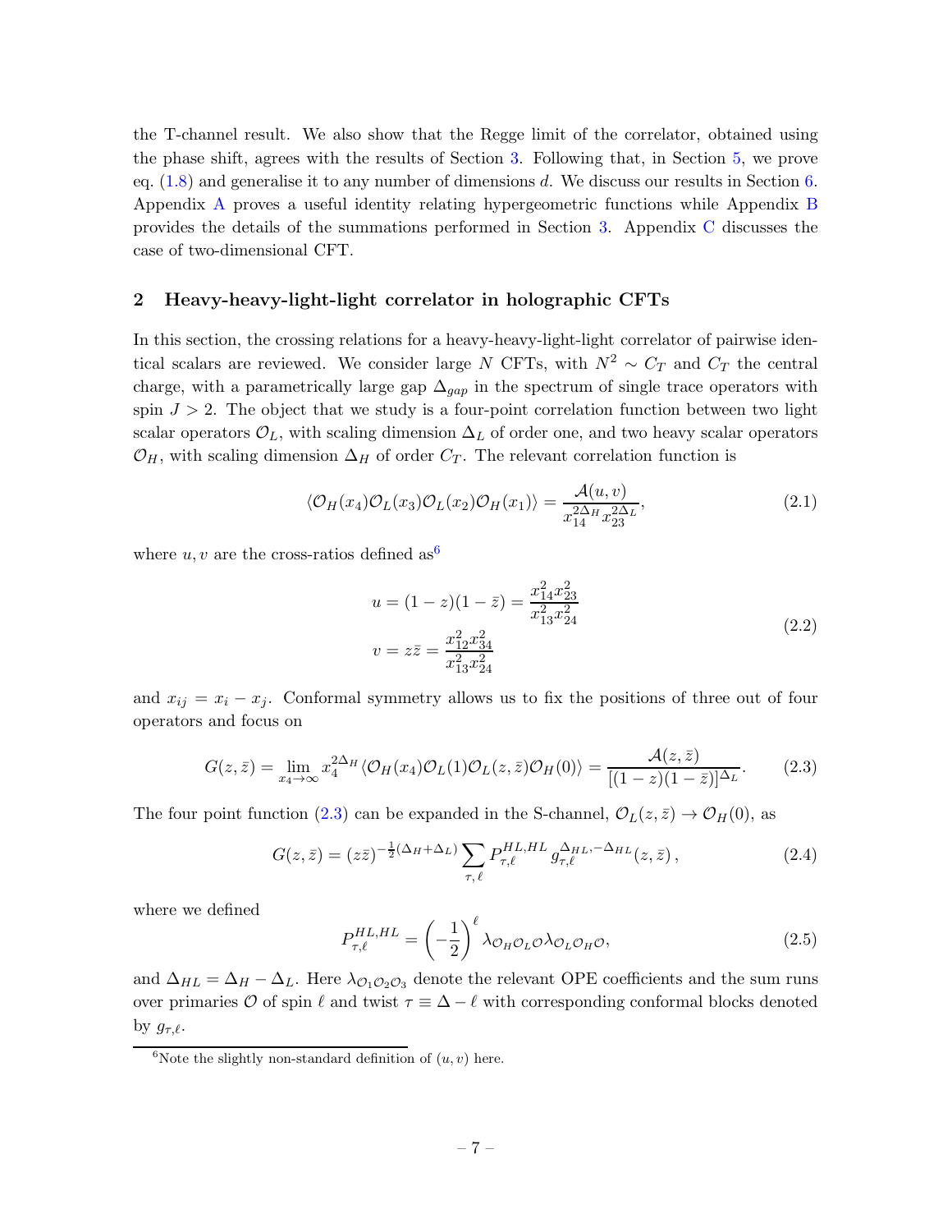the T-channel result. We also show that the Regge limit of the correlator, obtained using the phase shift, agrees with the results of Section 3. Following that, in Section 5, we prove eq. (1.8) and generalise it to any number of dimensions $d$. We discuss our results in Section 6. Appendix A proves a useful identity relating hypergeometric functions while Appendix B provides the details of the summations performed in Section 3. Appendix C discusses the case of two-dimensional CFT.

## 2 Heavy-heavy-light-light correlator in holographic CFTs

In this section, the crossing relations for a heavy-heavy-light-light correlator of pairwise identical scalars are reviewed. We consider large $N$ CFTs, with $N^2 \sim C_T$ and $C_T$ the central charge, with a parametrically large gap $\Delta_{gap}$ in the spectrum of single trace operators with spin $J > 2$. The object that we study is a four-point correlation function between two light scalar operators $\mathcal{O}_L$, with scaling dimension $\Delta_L$ of order one, and two heavy scalar operators $\mathcal{O}_H$, with scaling dimension $\Delta_H$ of order $C_T$. The relevant correlation function is

$$
\langle \mathcal{O}_H(x_4)\mathcal{O}_L(x_3)\mathcal{O}_L(x_2)\mathcal{O}_H(x_1)\rangle = \frac{\mathcal{A}(u,v)}{x_{14}^{2\Delta_H} x_{23}^{2\Delta_L}}, \tag{2.1}
$$

where $u, v$ are the cross-ratios defined as[6]

$$
\begin{aligned}
u &= (1-z)(1-\bar{z}) = \frac{x_{14}^2 x_{23}^2}{x_{13}^2 x_{24}^2} \\
v &= z\bar{z} = \frac{x_{12}^2 x_{34}^2}{x_{13}^2 x_{24}^2}
\end{aligned} \tag{2.2}
$$

and $x_{ij} = x_i - x_j$. Conformal symmetry allows us to fix the positions of three out of four operators and focus on

$$
G(z,\bar{z}) = \lim_{x_4 \to \infty} x_4^{2\Delta_H} \langle \mathcal{O}_H(x_4)\mathcal{O}_L(1)\mathcal{O}_L(z,\bar{z})\mathcal{O}_H(0)\rangle = \frac{\mathcal{A}(z,\bar{z})}{[(1-z)(1-\bar{z})]^{\Delta_L}}. \tag{2.3}
$$

The four point function (2.3) can be expanded in the S-channel, $\mathcal{O}_L(z,\bar{z}) \to \mathcal{O}_H(0)$, as

$$
G(z,\bar{z}) = (z\bar{z})^{-\frac{1}{2}(\Delta_H+\Delta_L)} \sum_{\tau,\,\ell} P_{\tau,\ell}^{HL,HL}\, g_{\tau,\ell}^{\Delta_{HL},-\Delta_{HL}}(z,\bar{z})\,, \tag{2.4}
$$

where we defined

$$
P_{\tau,\ell}^{HL,HL} = \left(-\frac{1}{2}\right)^{\ell} \lambda_{\mathcal{O}_H\mathcal{O}_L\mathcal{O}}\lambda_{\mathcal{O}_L\mathcal{O}_H\mathcal{O}}, \tag{2.5}
$$

and $\Delta_{HL} = \Delta_H - \Delta_L$. Here $\lambda_{\mathcal{O}_1\mathcal{O}_2\mathcal{O}_3}$ denote the relevant OPE coefficients and the sum runs over primaries $\mathcal{O}$ of spin $\ell$ and twist $\tau \equiv \Delta - \ell$ with corresponding conformal blocks denoted by $g_{\tau,\ell}$.

[6] Note the slightly non-standard definition of $(u, v)$ here.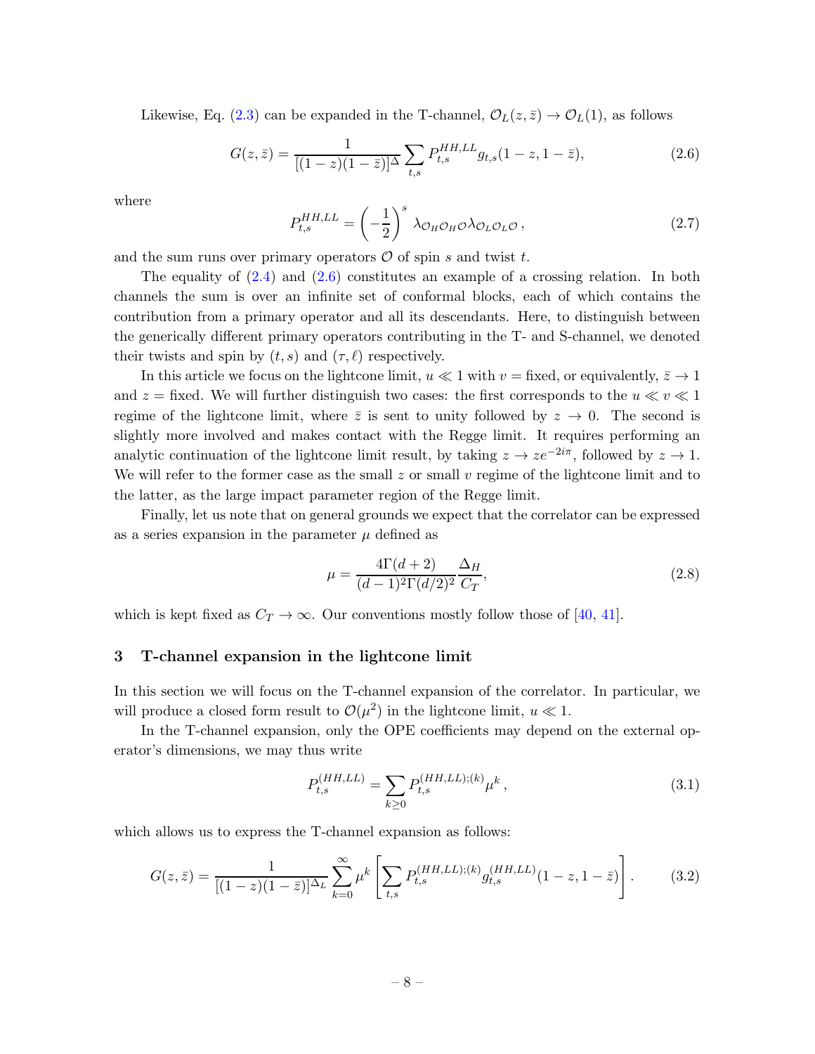Likewise, Eq. (2.3) can be expanded in the T-channel, $\mathcal{O}_L(z,\bar{z}) \to \mathcal{O}_L(1)$, as follows

$$G(z,\bar{z}) = \frac{1}{[(1-z)(1-\bar{z})]^{\Delta}} \sum_{t,s} P^{HH,LL}_{t,s} g_{t,s}(1-z, 1-\bar{z}), \tag{2.6}$$

where

$$P^{HH,LL}_{t,s} = \left(-\frac{1}{2}\right)^s \lambda_{\mathcal{O}_H \mathcal{O}_H \mathcal{O}} \lambda_{\mathcal{O}_L \mathcal{O}_L \mathcal{O}}\,, \tag{2.7}$$

and the sum runs over primary operators $\mathcal{O}$ of spin $s$ and twist $t$.

The equality of (2.4) and (2.6) constitutes an example of a crossing relation. In both channels the sum is over an infinite set of conformal blocks, each of which contains the contribution from a primary operator and all its descendants. Here, to distinguish between the generically different primary operators contributing in the T- and S-channel, we denoted their twists and spin by $(t,s)$ and $(\tau,\ell)$ respectively.

In this article we focus on the lightcone limit, $u \ll 1$ with $v =$ fixed, or equivalently, $\bar{z} \to 1$ and $z =$ fixed. We will further distinguish two cases: the first corresponds to the $u \ll v \ll 1$ regime of the lightcone limit, where $\bar{z}$ is sent to unity followed by $z \to 0$. The second is slightly more involved and makes contact with the Regge limit. It requires performing an analytic continuation of the lightcone limit result, by taking $z \to z e^{-2i\pi}$, followed by $z \to 1$. We will refer to the former case as the small $z$ or small $v$ regime of the lightcone limit and to the latter, as the large impact parameter region of the Regge limit.

Finally, let us note that on general grounds we expect that the correlator can be expressed as a series expansion in the parameter $\mu$ defined as

$$\mu = \frac{4\Gamma(d+2)}{(d-1)^2\Gamma(d/2)^2} \frac{\Delta_H}{C_T}, \tag{2.8}$$

which is kept fixed as $C_T \to \infty$. Our conventions mostly follow those of [40, 41].

## 3 T-channel expansion in the lightcone limit

In this section we will focus on the T-channel expansion of the correlator. In particular, we will produce a closed form result to $\mathcal{O}(\mu^2)$ in the lightcone limit, $u \ll 1$.

In the T-channel expansion, only the OPE coefficients may depend on the external operator's dimensions, we may thus write

$$P^{(HH,LL)}_{t,s} = \sum_{k\geq 0} P^{(HH,LL);(k)}_{t,s} \mu^k\,, \tag{3.1}$$

which allows us to express the T-channel expansion as follows:

$$G(z,\bar{z}) = \frac{1}{[(1-z)(1-\bar{z})]^{\Delta_L}} \sum_{k=0}^{\infty} \mu^k \left[ \sum_{t,s} P^{(HH,LL);(k)}_{t,s} g^{(HH,LL)}_{t,s}(1-z, 1-\bar{z}) \right]. \tag{3.2}$$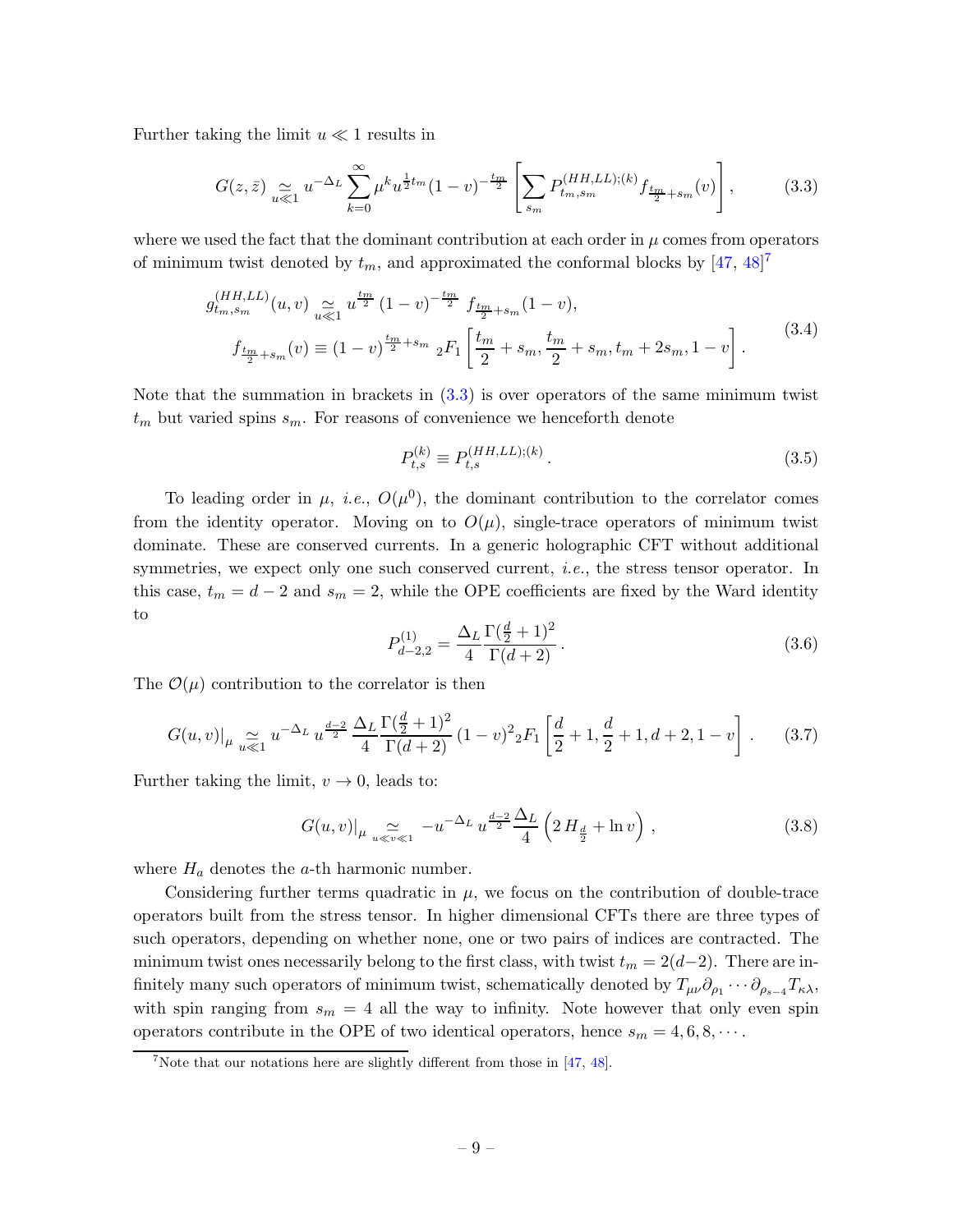Further taking the limit $u \ll 1$ results in

$$
G(z,\bar{z}) \underset{u\ll 1}{\simeq} u^{-\Delta_L} \sum_{k=0}^{\infty} \mu^k u^{\frac{1}{2}t_m} (1-v)^{-\frac{t_m}{2}} \left[ \sum_{s_m} P^{(HH,LL);(k)}_{t_m,s_m} f_{\frac{t_m}{2}+s_m}(v) \right], \tag{3.3}
$$

where we used the fact that the dominant contribution at each order in $\mu$ comes from operators of minimum twist denoted by $t_m$, and approximated the conformal blocks by [47, 48][7]

$$
\begin{aligned}
g^{(HH,LL)}_{t_m,s_m}(u,v) &\underset{u\ll 1}{\simeq} u^{\frac{t_m}{2}} (1-v)^{-\frac{t_m}{2}} \; f_{\frac{t_m}{2}+s_m}(1-v), \\
f_{\frac{t_m}{2}+s_m}(v) &\equiv (1-v)^{\frac{t_m}{2}+s_m} \; {}_2F_1\left[ \frac{t_m}{2}+s_m, \frac{t_m}{2}+s_m, t_m+2s_m, 1-v \right].
\end{aligned} \tag{3.4}
$$

Note that the summation in brackets in (3.3) is over operators of the same minimum twist $t_m$ but varied spins $s_m$. For reasons of convenience we henceforth denote

$$
P^{(k)}_{t,s} \equiv P^{(HH,LL);(k)}_{t,s}\,. \tag{3.5}
$$

To leading order in $\mu$, *i.e.*, $O(\mu^0)$, the dominant contribution to the correlator comes from the identity operator. Moving on to $O(\mu)$, single-trace operators of minimum twist dominate. These are conserved currents. In a generic holographic CFT without additional symmetries, we expect only one such conserved current, *i.e.*, the stress tensor operator. In this case, $t_m = d-2$ and $s_m = 2$, while the OPE coefficients are fixed by the Ward identity to

$$
P^{(1)}_{d-2,2} = \frac{\Delta_L}{4} \frac{\Gamma(\frac{d}{2}+1)^2}{\Gamma(d+2)}\,. \tag{3.6}
$$

The $\mathcal{O}(\mu)$ contribution to the correlator is then

$$
G(u,v)|_\mu \underset{u\ll 1}{\simeq} u^{-\Delta_L} \, u^{\frac{d-2}{2}} \, \frac{\Delta_L}{4} \frac{\Gamma(\frac{d}{2}+1)^2}{\Gamma(d+2)} \, (1-v)^2 {}_2F_1\left[ \frac{d}{2}+1, \frac{d}{2}+1, d+2, 1-v \right]. \tag{3.7}
$$

Further taking the limit, $v \to 0$, leads to:

$$
G(u,v)|_\mu \underset{u\ll v\ll 1}{\simeq} -u^{-\Delta_L} \, u^{\frac{d-2}{2}} \frac{\Delta_L}{4} \left( 2\, H_{\frac{d}{2}} + \ln v \right), \tag{3.8}
$$

where $H_a$ denotes the $a$-th harmonic number.

Considering further terms quadratic in $\mu$, we focus on the contribution of double-trace operators built from the stress tensor. In higher dimensional CFTs there are three types of such operators, depending on whether none, one or two pairs of indices are contracted. The minimum twist ones necessarily belong to the first class, with twist $t_m = 2(d-2)$. There are infinitely many such operators of minimum twist, schematically denoted by $T_{\mu\nu}\partial_{\rho_1}\cdots\partial_{\rho_{s-4}}T_{\kappa\lambda}$, with spin ranging from $s_m = 4$ all the way to infinity. Note however that only even spin operators contribute in the OPE of two identical operators, hence $s_m = 4, 6, 8, \cdots$.

[7] Note that our notations here are slightly different from those in [47, 48].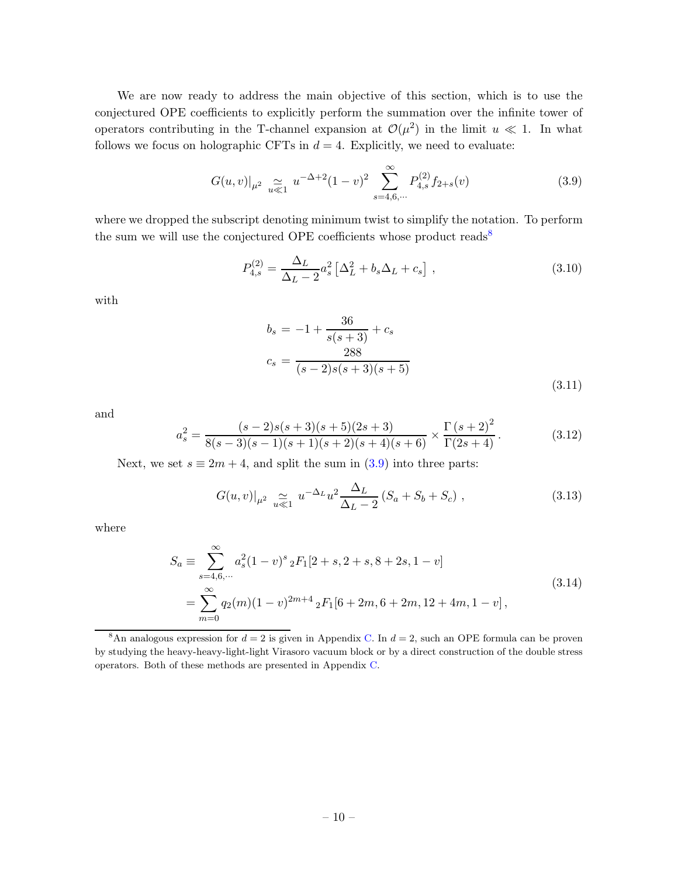We are now ready to address the main objective of this section, which is to use the conjectured OPE coefficients to explicitly perform the summation over the infinite tower of operators contributing in the T-channel expansion at $\mathcal{O}(\mu^2)$ in the limit $u \ll 1$. In what follows we focus on holographic CFTs in $d = 4$. Explicitly, we need to evaluate:

$$G(u,v)|_{\mu^2} \underset{u\ll 1}{\simeq} u^{-\Delta+2}(1-v)^2 \sum_{s=4,6,\cdots}^{\infty} P^{(2)}_{4,s} f_{2+s}(v) \tag{3.9}$$

where we dropped the subscript denoting minimum twist to simplify the notation. To perform the sum we will use the conjectured OPE coefficients whose product reads[8]

$$P^{(2)}_{4,s} = \frac{\Delta_L}{\Delta_L - 2} a_s^2 \left[\Delta_L^2 + b_s \Delta_L + c_s\right] , \tag{3.10}$$

with

$$\begin{aligned} b_s &= -1 + \frac{36}{s(s+3)} + c_s \\ c_s &= \frac{288}{(s-2)s(s+3)(s+5)} \end{aligned} \tag{3.11}$$

and

$$a_s^2 = \frac{(s-2)s(s+3)(s+5)(2s+3)}{8(s-3)(s-1)(s+1)(s+2)(s+4)(s+6)} \times \frac{\Gamma(s+2)^2}{\Gamma(2s+4)} . \tag{3.12}$$

Next, we set $s \equiv 2m + 4$, and split the sum in (3.9) into three parts:

$$G(u,v)|_{\mu^2} \underset{u\ll 1}{\simeq} u^{-\Delta_L} u^2 \frac{\Delta_L}{\Delta_L - 2} \left(S_a + S_b + S_c\right) , \tag{3.13}$$

where

$$\begin{aligned} S_a &\equiv \sum_{s=4,6,\cdots}^{\infty} a_s^2 (1-v)^s \, {}_2F_1[2+s, 2+s, 8+2s, 1-v] \\ &= \sum_{m=0}^{\infty} q_2(m) (1-v)^{2m+4} \, {}_2F_1[6+2m, 6+2m, 12+4m, 1-v] , \end{aligned} \tag{3.14}$$

[8] An analogous expression for $d = 2$ is given in Appendix C. In $d = 2$, such an OPE formula can be proven by studying the heavy-heavy-light-light Virasoro vacuum block or by a direct construction of the double stress operators. Both of these methods are presented in Appendix C.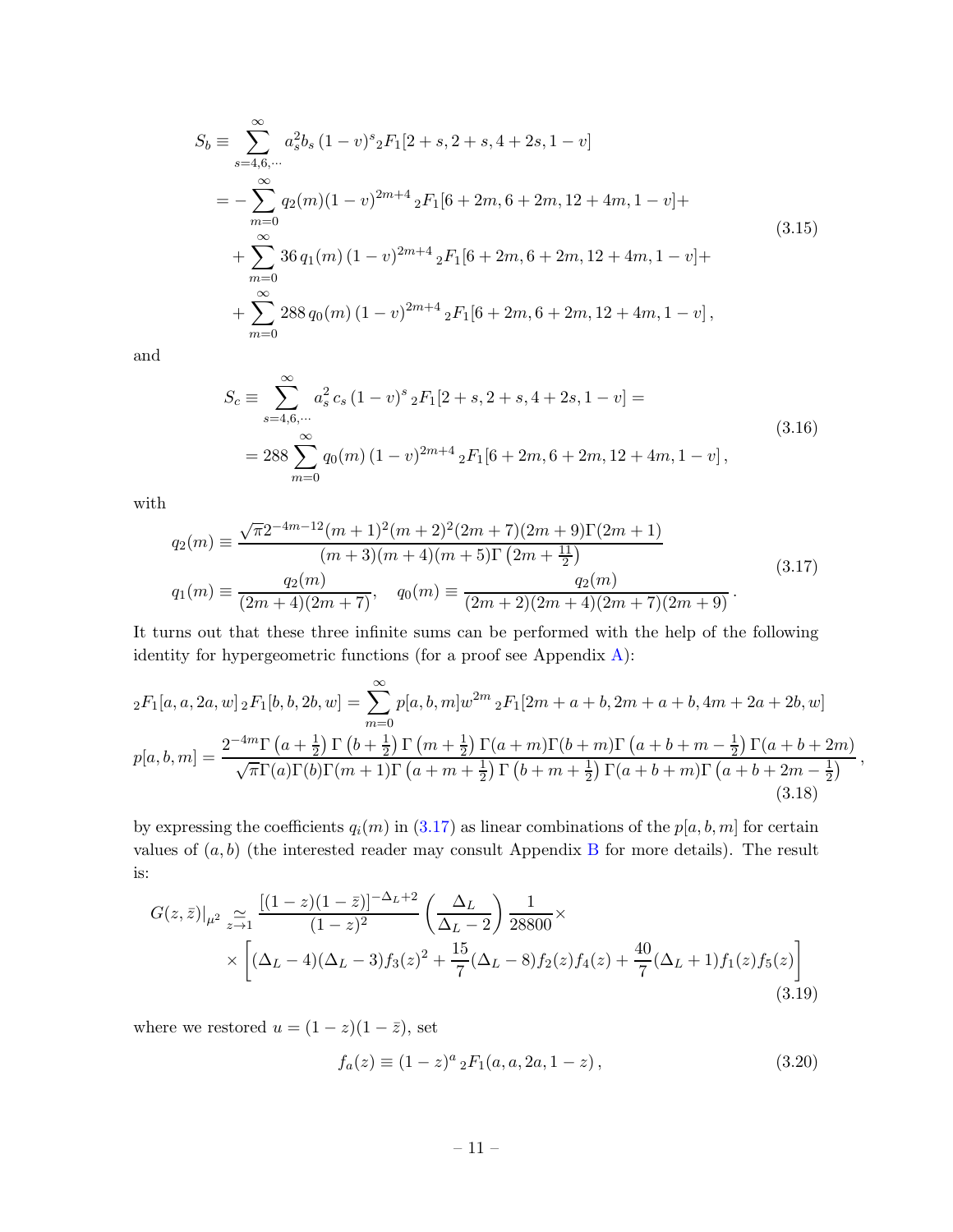$$
\begin{aligned}
S_b \equiv & \sum_{s=4,6,\cdots}^{\infty} a_s^2 b_s \, (1-v)^s {}_2F_1[2+s, 2+s, 4+2s, 1-v] \\
= & -\sum_{m=0}^{\infty} q_2(m) (1-v)^{2m+4} \, {}_2F_1[6+2m, 6+2m, 12+4m, 1-v] + \\
& + \sum_{m=0}^{\infty} 36 \, q_1(m) \, (1-v)^{2m+4} \, {}_2F_1[6+2m, 6+2m, 12+4m, 1-v] + \\
& + \sum_{m=0}^{\infty} 288 \, q_0(m) \, (1-v)^{2m+4} \, {}_2F_1[6+2m, 6+2m, 12+4m, 1-v] \, ,
\end{aligned}
\tag{3.15}
$$

and

$$
\begin{aligned}
S_c \equiv & \sum_{s=4,6,\cdots}^{\infty} a_s^2 \, c_s \, (1-v)^s \, {}_2F_1[2+s, 2+s, 4+2s, 1-v] = \\
& = 288 \sum_{m=0}^{\infty} q_0(m) \, (1-v)^{2m+4} \, {}_2F_1[6+2m, 6+2m, 12+4m, 1-v] \, ,
\end{aligned}
\tag{3.16}
$$

with

$$
\begin{aligned}
q_2(m) & \equiv \frac{\sqrt{\pi} 2^{-4m-12} (m+1)^2 (m+2)^2 (2m+7)(2m+9) \Gamma(2m+1)}{(m+3)(m+4)(m+5) \Gamma\left(2m+\frac{11}{2}\right)} \\
q_1(m) & \equiv \frac{q_2(m)}{(2m+4)(2m+7)}, \quad q_0(m) \equiv \frac{q_2(m)}{(2m+2)(2m+4)(2m+7)(2m+9)} \, .
\end{aligned}
\tag{3.17}
$$

It turns out that these three infinite sums can be performed with the help of the following identity for hypergeometric functions (for a proof see Appendix A):

$$
\begin{aligned}
& {}_2F_1[a, a, 2a, w] \, {}_2F_1[b, b, 2b, w] = \sum_{m=0}^{\infty} p[a, b, m] w^{2m} \, {}_2F_1[2m+a+b, 2m+a+b, 4m+2a+2b, w] \\
& p[a, b, m] = \frac{2^{-4m} \Gamma\left(a+\frac{1}{2}\right) \Gamma\left(b+\frac{1}{2}\right) \Gamma\left(m+\frac{1}{2}\right) \Gamma(a+m) \Gamma(b+m) \Gamma\left(a+b+m-\frac{1}{2}\right) \Gamma(a+b+2m)}{\sqrt{\pi} \Gamma(a) \Gamma(b) \Gamma(m+1) \Gamma\left(a+m+\frac{1}{2}\right) \Gamma\left(b+m+\frac{1}{2}\right) \Gamma(a+b+m) \Gamma\left(a+b+2m-\frac{1}{2}\right)} \, ,
\end{aligned}
\tag{3.18}
$$

by expressing the coefficients $q_i(m)$ in (3.17) as linear combinations of the $p[a, b, m]$ for certain values of $(a, b)$ (the interested reader may consult Appendix B for more details). The result is:

$$
\begin{aligned}
G(z, \bar{z})|_{\mu^2} \underset{z \to 1}{\simeq} & \frac{[(1-z)(1-\bar{z})]^{-\Delta_L+2}}{(1-z)^2} \left(\frac{\Delta_L}{\Delta_L-2}\right) \frac{1}{28800} \times \\
& \times \left[(\Delta_L-4)(\Delta_L-3) f_3(z)^2 + \frac{15}{7}(\Delta_L-8) f_2(z) f_4(z) + \frac{40}{7}(\Delta_L+1) f_1(z) f_5(z)\right]
\end{aligned}
\tag{3.19}
$$

where we restored $u = (1-z)(1-\bar{z})$, set

$$
f_a(z) \equiv (1-z)^a \, {}_2F_1(a, a, 2a, 1-z) \, ,
\tag{3.20}
$$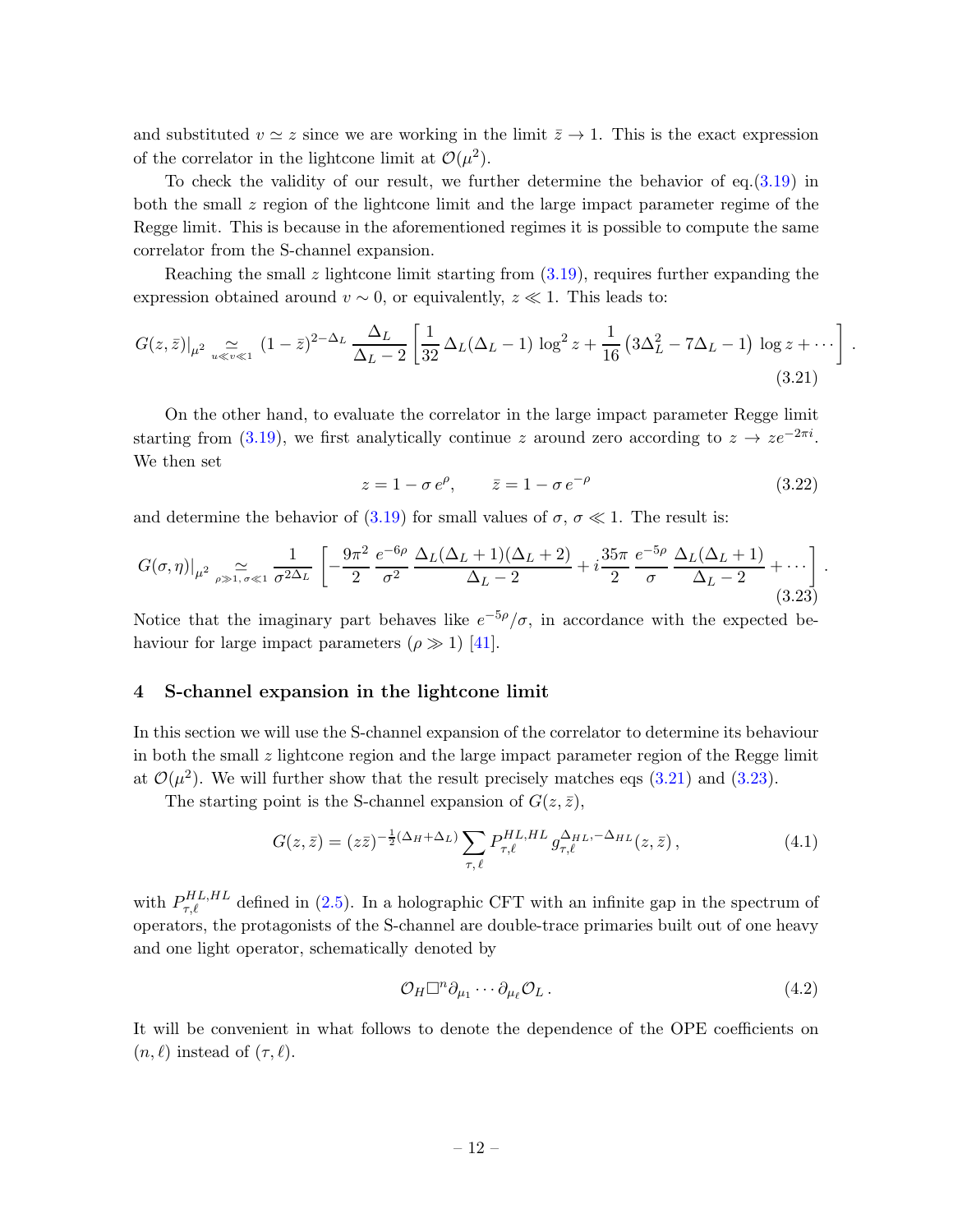and substituted $v \simeq z$ since we are working in the limit $\bar{z} \to 1$. This is the exact expression of the correlator in the lightcone limit at $\mathcal{O}(\mu^2)$.

To check the validity of our result, we further determine the behavior of eq.(3.19) in both the small $z$ region of the lightcone limit and the large impact parameter regime of the Regge limit. This is because in the aforementioned regimes it is possible to compute the same correlator from the S-channel expansion.

Reaching the small $z$ lightcone limit starting from (3.19), requires further expanding the expression obtained around $v \sim 0$, or equivalently, $z \ll 1$. This leads to:

$$G(z,\bar{z})|_{\mu^2} \underset{u \ll v \ll 1}{\simeq} (1-\bar{z})^{2-\Delta_L} \, \frac{\Delta_L}{\Delta_L - 2} \left[ \frac{1}{32} \, \Delta_L(\Delta_L - 1) \, \log^2 z + \frac{1}{16} \left( 3\Delta_L^2 - 7\Delta_L - 1 \right) \, \log z + \cdots \right] . \tag{3.21}$$

On the other hand, to evaluate the correlator in the large impact parameter Regge limit starting from (3.19), we first analytically continue $z$ around zero according to $z \to z e^{-2\pi i}$. We then set

$$z = 1 - \sigma \, e^{\rho}, \qquad \bar{z} = 1 - \sigma \, e^{-\rho} \tag{3.22}$$

and determine the behavior of (3.19) for small values of $\sigma$, $\sigma \ll 1$. The result is:

$$G(\sigma,\eta)|_{\mu^2} \underset{\rho \gg 1, \, \sigma \ll 1}{\simeq} \frac{1}{\sigma^{2\Delta_L}} \left[ -\frac{9\pi^2}{2} \, \frac{e^{-6\rho}}{\sigma^2} \, \frac{\Delta_L(\Delta_L+1)(\Delta_L+2)}{\Delta_L - 2} + i \frac{35\pi}{2} \, \frac{e^{-5\rho}}{\sigma} \, \frac{\Delta_L(\Delta_L+1)}{\Delta_L - 2} + \cdots \right] . \tag{3.23}$$

Notice that the imaginary part behaves like $e^{-5\rho}/\sigma$, in accordance with the expected behaviour for large impact parameters ($\rho \gg 1$) [41].

## 4 S-channel expansion in the lightcone limit

In this section we will use the S-channel expansion of the correlator to determine its behaviour in both the small $z$ lightcone region and the large impact parameter region of the Regge limit at $\mathcal{O}(\mu^2)$. We will further show that the result precisely matches eqs (3.21) and (3.23).

The starting point is the S-channel expansion of $G(z,\bar{z})$,

$$G(z,\bar{z}) = (z\bar{z})^{-\frac{1}{2}(\Delta_H+\Delta_L)} \sum_{\tau,\,\ell} P^{HL,HL}_{\tau,\ell} \, g^{\Delta_{HL},-\Delta_{HL}}_{\tau,\ell}(z,\bar{z}) \,, \tag{4.1}$$

with $P^{HL,HL}_{\tau,\ell}$ defined in (2.5). In a holographic CFT with an infinite gap in the spectrum of operators, the protagonists of the S-channel are double-trace primaries built out of one heavy and one light operator, schematically denoted by

$$\mathcal{O}_H \Box^n \partial_{\mu_1} \cdots \partial_{\mu_\ell} \mathcal{O}_L \,. \tag{4.2}$$

It will be convenient in what follows to denote the dependence of the OPE coefficients on $(n, \ell)$ instead of $(\tau, \ell)$.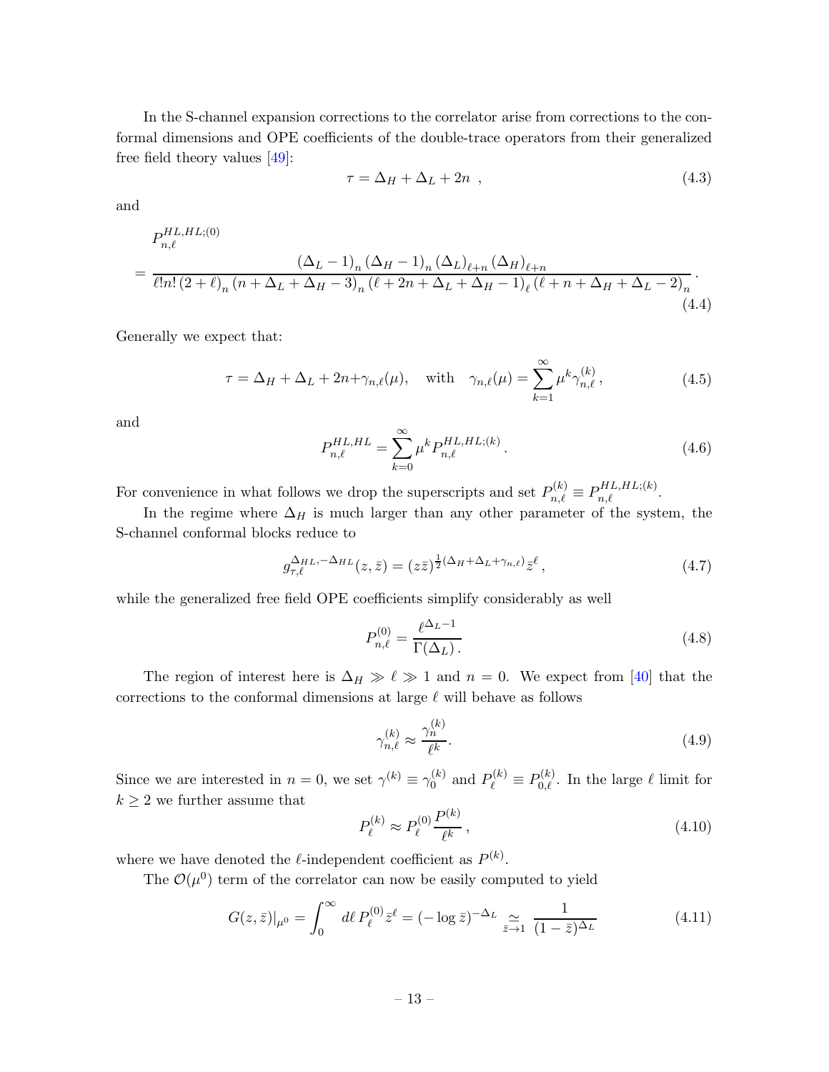In the S-channel expansion corrections to the correlator arise from corrections to the conformal dimensions and OPE coefficients of the double-trace operators from their generalized free field theory values [49]:

$$\tau = \Delta_H + \Delta_L + 2n \ , \tag{4.3}$$

and

$$\begin{aligned} &P^{HL,HL;(0)}_{n,\ell} \\ &= \frac{(\Delta_L - 1)_n \, (\Delta_H - 1)_n \, (\Delta_L)_{\ell+n} \, (\Delta_H)_{\ell+n}}{\ell! n! \, (2+\ell)_n \, (n + \Delta_L + \Delta_H - 3)_n \, (\ell + 2n + \Delta_L + \Delta_H - 1)_\ell \, (\ell + n + \Delta_H + \Delta_L - 2)_n} \, . \end{aligned} \tag{4.4}$$

Generally we expect that:

$$\tau = \Delta_H + \Delta_L + 2n + \gamma_{n,\ell}(\mu), \quad \text{with} \quad \gamma_{n,\ell}(\mu) = \sum_{k=1}^{\infty} \mu^k \gamma^{(k)}_{n,\ell} \, , \tag{4.5}$$

and

$$P^{HL,HL}_{n,\ell} = \sum_{k=0}^{\infty} \mu^k P^{HL,HL;(k)}_{n,\ell} \, . \tag{4.6}$$

For convenience in what follows we drop the superscripts and set $P^{(k)}_{n,\ell} \equiv P^{HL,HL;(k)}_{n,\ell}$.

In the regime where $\Delta_H$ is much larger than any other parameter of the system, the S-channel conformal blocks reduce to

$$g^{\Delta_{HL},-\Delta_{HL}}_{\tau,\ell}(z,\bar{z}) = (z\bar{z})^{\frac{1}{2}(\Delta_H + \Delta_L + \gamma_{n,\ell})} \bar{z}^\ell \, , \tag{4.7}$$

while the generalized free field OPE coefficients simplify considerably as well

$$P^{(0)}_{n,\ell} = \frac{\ell^{\Delta_L - 1}}{\Gamma(\Delta_L) \, .} \tag{4.8}$$

The region of interest here is $\Delta_H \gg \ell \gg 1$ and $n = 0$. We expect from [40] that the corrections to the conformal dimensions at large $\ell$ will behave as follows

$$\gamma^{(k)}_{n,\ell} \approx \frac{\gamma^{(k)}_n}{\ell^k} . \tag{4.9}$$

Since we are interested in $n = 0$, we set $\gamma^{(k)} \equiv \gamma^{(k)}_0$ and $P^{(k)}_\ell \equiv P^{(k)}_{0,\ell}$. In the large $\ell$ limit for $k \geq 2$ we further assume that

$$P^{(k)}_\ell \approx P^{(0)}_\ell \frac{P^{(k)}}{\ell^k} \, , \tag{4.10}$$

where we have denoted the $\ell$-independent coefficient as $P^{(k)}$.

The $\mathcal{O}(\mu^0)$ term of the correlator can now be easily computed to yield

$$G(z,\bar{z})|_{\mu^0} = \int_0^\infty d\ell \, P^{(0)}_\ell \bar{z}^\ell = (-\log \bar{z})^{-\Delta_L} \underset{\bar{z}\to 1}{\simeq} \frac{1}{(1-\bar{z})^{\Delta_L}} \tag{4.11}$$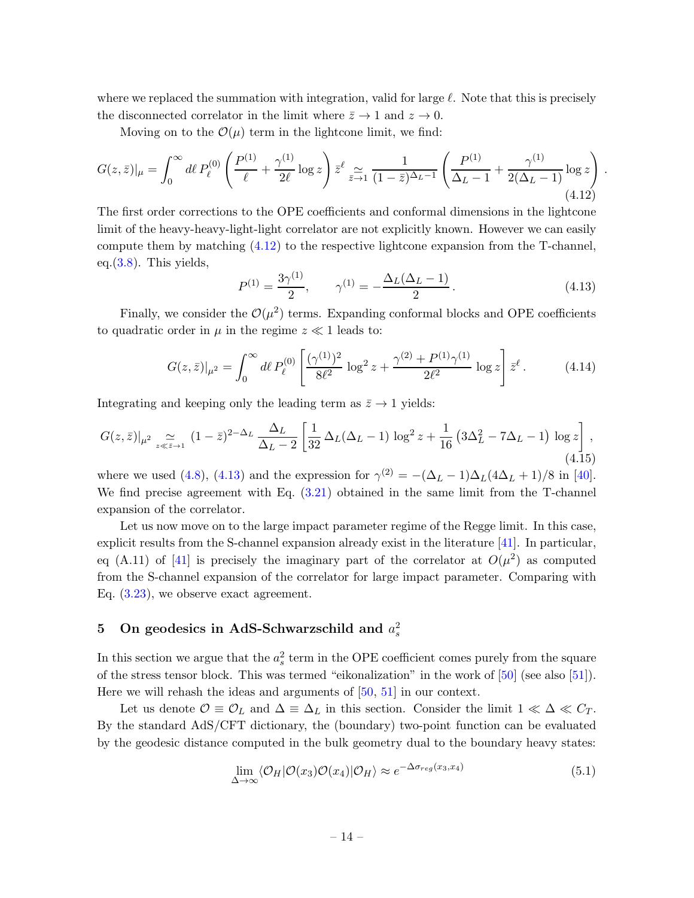where we replaced the summation with integration, valid for large $\ell$. Note that this is precisely the disconnected correlator in the limit where $\bar{z} \to 1$ and $z \to 0$.

Moving on to the $\mathcal{O}(\mu)$ term in the lightcone limit, we find:

$$G(z,\bar{z})|_{\mu} = \int_0^\infty d\ell \, P_\ell^{(0)} \left( \frac{P^{(1)}}{\ell} + \frac{\gamma^{(1)}}{2\ell} \log z \right) \bar{z}^\ell \underset{\bar{z}\to 1}{\simeq} \frac{1}{(1-\bar{z})^{\Delta_L - 1}} \left( \frac{P^{(1)}}{\Delta_L - 1} + \frac{\gamma^{(1)}}{2(\Delta_L - 1)} \log z \right). \tag{4.12}$$

The first order corrections to the OPE coefficients and conformal dimensions in the lightcone limit of the heavy-heavy-light-light correlator are not explicitly known. However we can easily compute them by matching (4.12) to the respective lightcone expansion from the T-channel, eq.(3.8). This yields,

$$P^{(1)} = \frac{3\gamma^{(1)}}{2}, \qquad \gamma^{(1)} = -\frac{\Delta_L(\Delta_L - 1)}{2}. \tag{4.13}$$

Finally, we consider the $\mathcal{O}(\mu^2)$ terms. Expanding conformal blocks and OPE coefficients to quadratic order in $\mu$ in the regime $z \ll 1$ leads to:

$$G(z,\bar{z})|_{\mu^2} = \int_0^\infty d\ell \, P_\ell^{(0)} \left[ \frac{(\gamma^{(1)})^2}{8\ell^2} \log^2 z + \frac{\gamma^{(2)} + P^{(1)}\gamma^{(1)}}{2\ell^2} \log z \right] \bar{z}^\ell . \tag{4.14}$$

Integrating and keeping only the leading term as $\bar{z} \to 1$ yields:

$$G(z,\bar{z})|_{\mu^2} \underset{z \ll \bar{z} \to 1}{\simeq} (1-\bar{z})^{2-\Delta_L} \frac{\Delta_L}{\Delta_L - 2} \left[ \frac{1}{32} \Delta_L(\Delta_L - 1) \log^2 z + \frac{1}{16} \left( 3\Delta_L^2 - 7\Delta_L - 1 \right) \log z \right], \tag{4.15}$$

where we used (4.8), (4.13) and the expression for $\gamma^{(2)} = -(\Delta_L - 1)\Delta_L(4\Delta_L + 1)/8$ in [40]. We find precise agreement with Eq. (3.21) obtained in the same limit from the T-channel expansion of the correlator.

Let us now move on to the large impact parameter regime of the Regge limit. In this case, explicit results from the S-channel expansion already exist in the literature [41]. In particular, eq (A.11) of [41] is precisely the imaginary part of the correlator at $O(\mu^2)$ as computed from the S-channel expansion of the correlator for large impact parameter. Comparing with Eq. (3.23), we observe exact agreement.

## 5 On geodesics in AdS-Schwarzschild and $a_s^2$

In this section we argue that the $a_s^2$ term in the OPE coefficient comes purely from the square of the stress tensor block. This was termed "eikonalization" in the work of [50] (see also [51]). Here we will rehash the ideas and arguments of [50, 51] in our context.

Let us denote $\mathcal{O} \equiv \mathcal{O}_L$ and $\Delta \equiv \Delta_L$ in this section. Consider the limit $1 \ll \Delta \ll C_T$. By the standard AdS/CFT dictionary, the (boundary) two-point function can be evaluated by the geodesic distance computed in the bulk geometry dual to the boundary heavy states:

$$\lim_{\Delta \to \infty} \langle \mathcal{O}_H | \mathcal{O}(x_3) \mathcal{O}(x_4) | \mathcal{O}_H \rangle \approx e^{-\Delta \sigma_{reg}(x_3, x_4)} \tag{5.1}$$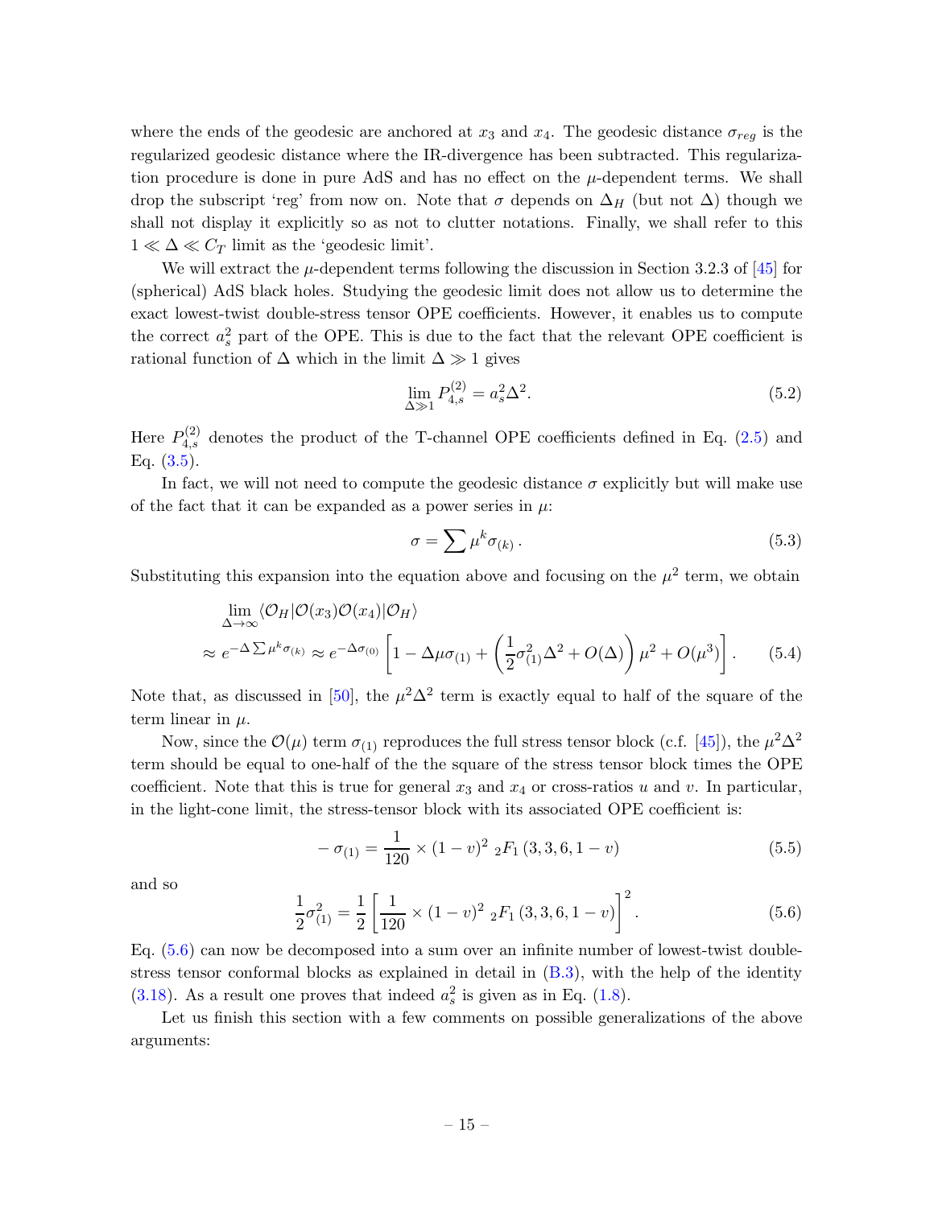where the ends of the geodesic are anchored at $x_3$ and $x_4$. The geodesic distance $\sigma_{reg}$ is the regularized geodesic distance where the IR-divergence has been subtracted. This regularization procedure is done in pure AdS and has no effect on the $\mu$-dependent terms. We shall drop the subscript 'reg' from now on. Note that $\sigma$ depends on $\Delta_H$ (but not $\Delta$) though we shall not display it explicitly so as not to clutter notations. Finally, we shall refer to this $1 \ll \Delta \ll C_T$ limit as the 'geodesic limit'.

We will extract the $\mu$-dependent terms following the discussion in Section 3.2.3 of [45] for (spherical) AdS black holes. Studying the geodesic limit does not allow us to determine the exact lowest-twist double-stress tensor OPE coefficients. However, it enables us to compute the correct $a_s^2$ part of the OPE. This is due to the fact that the relevant OPE coefficient is rational function of $\Delta$ which in the limit $\Delta \gg 1$ gives

$$\lim_{\Delta \gg 1} P_{4,s}^{(2)} = a_s^2 \Delta^2. \tag{5.2}$$

Here $P_{4,s}^{(2)}$ denotes the product of the T-channel OPE coefficients defined in Eq. (2.5) and Eq. (3.5).

In fact, we will not need to compute the geodesic distance $\sigma$ explicitly but will make use of the fact that it can be expanded as a power series in $\mu$:

$$\sigma = \sum \mu^k \sigma_{(k)}\,. \tag{5.3}$$

Substituting this expansion into the equation above and focusing on the $\mu^2$ term, we obtain

$$\begin{aligned}
&\lim_{\Delta \to \infty} \langle \mathcal{O}_H | \mathcal{O}(x_3) \mathcal{O}(x_4) | \mathcal{O}_H \rangle \\
&\approx e^{-\Delta \sum \mu^k \sigma_{(k)}} \approx e^{-\Delta \sigma_{(0)}} \left[ 1 - \Delta \mu \sigma_{(1)} + \left( \frac{1}{2} \sigma_{(1)}^2 \Delta^2 + O(\Delta) \right) \mu^2 + O(\mu^3) \right].
\end{aligned} \tag{5.4}$$

Note that, as discussed in [50], the $\mu^2 \Delta^2$ term is exactly equal to half of the square of the term linear in $\mu$.

Now, since the $\mathcal{O}(\mu)$ term $\sigma_{(1)}$ reproduces the full stress tensor block (c.f. [45]), the $\mu^2 \Delta^2$ term should be equal to one-half of the the square of the stress tensor block times the OPE coefficient. Note that this is true for general $x_3$ and $x_4$ or cross-ratios $u$ and $v$. In particular, in the light-cone limit, the stress-tensor block with its associated OPE coefficient is:

$$-\sigma_{(1)} = \frac{1}{120} \times (1-v)^2 \; {}_2F_1\left(3,3,6,1-v\right) \tag{5.5}$$

and so

$$\frac{1}{2} \sigma_{(1)}^2 = \frac{1}{2} \left[ \frac{1}{120} \times (1-v)^2 \; {}_2F_1\left(3,3,6,1-v\right) \right]^2. \tag{5.6}$$

Eq. (5.6) can now be decomposed into a sum over an infinite number of lowest-twist double-stress tensor conformal blocks as explained in detail in (B.3), with the help of the identity (3.18). As a result one proves that indeed $a_s^2$ is given as in Eq. (1.8).

Let us finish this section with a few comments on possible generalizations of the above arguments: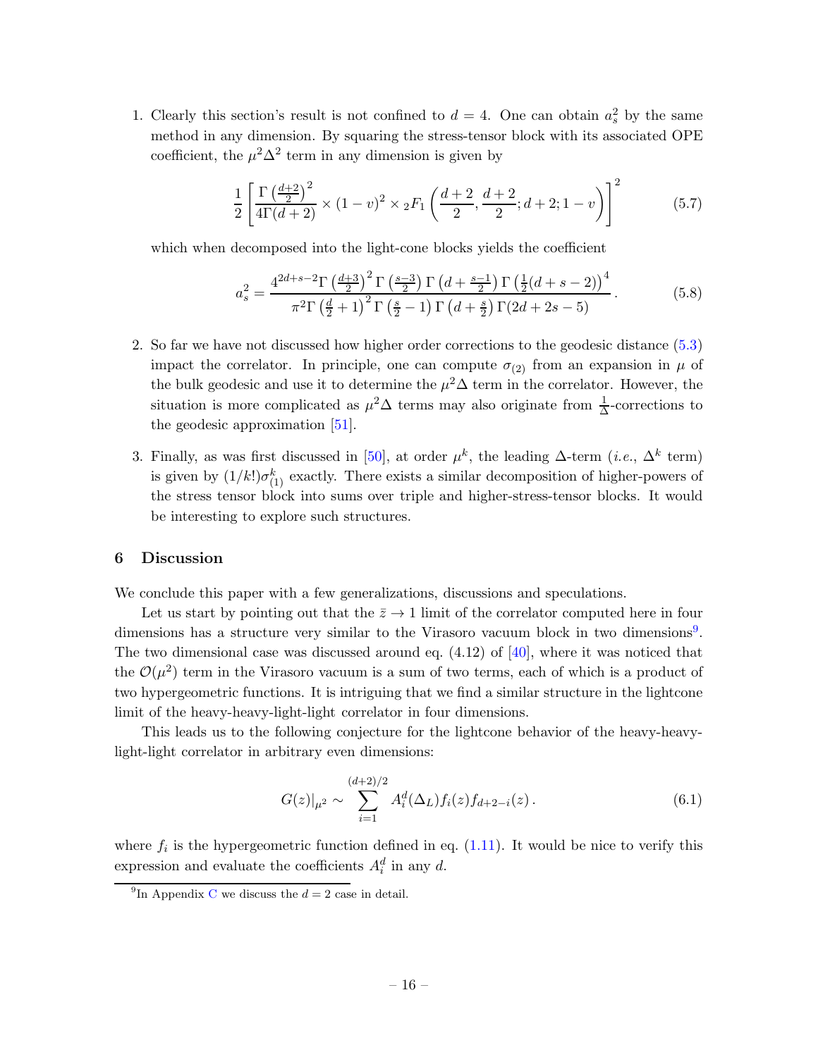1. Clearly this section's result is not confined to $d = 4$. One can obtain $a_s^2$ by the same method in any dimension. By squaring the stress-tensor block with its associated OPE coefficient, the $\mu^2\Delta^2$ term in any dimension is given by

$$\frac{1}{2}\left[\frac{\Gamma\left(\frac{d+2}{2}\right)^2}{4\Gamma(d+2)} \times (1-v)^2 \times {}_2F_1\left(\frac{d+2}{2}, \frac{d+2}{2}; d+2; 1-v\right)\right]^2 \tag{5.7}$$

which when decomposed into the light-cone blocks yields the coefficient

$$a_s^2 = \frac{4^{2d+s-2}\Gamma\left(\frac{d+3}{2}\right)^2 \Gamma\left(\frac{s-3}{2}\right) \Gamma\left(d+\frac{s-1}{2}\right) \Gamma\left(\frac{1}{2}(d+s-2)\right)^4}{\pi^2 \Gamma\left(\frac{d}{2}+1\right)^2 \Gamma\left(\frac{s}{2}-1\right) \Gamma\left(d+\frac{s}{2}\right) \Gamma(2d+2s-5)}\,. \tag{5.8}$$

2. So far we have not discussed how higher order corrections to the geodesic distance (5.3) impact the correlator. In principle, one can compute $\sigma_{(2)}$ from an expansion in $\mu$ of the bulk geodesic and use it to determine the $\mu^2\Delta$ term in the correlator. However, the situation is more complicated as $\mu^2\Delta$ terms may also originate from $\frac{1}{\Delta}$-corrections to the geodesic approximation [51].

3. Finally, as was first discussed in [50], at order $\mu^k$, the leading $\Delta$-term (*i.e.*, $\Delta^k$ term) is given by $(1/k!)\sigma_{(1)}^k$ exactly. There exists a similar decomposition of higher-powers of the stress tensor block into sums over triple and higher-stress-tensor blocks. It would be interesting to explore such structures.

## 6 Discussion

We conclude this paper with a few generalizations, discussions and speculations.

Let us start by pointing out that the $\bar{z} \to 1$ limit of the correlator computed here in four dimensions has a structure very similar to the Virasoro vacuum block in two dimensions[9]. The two dimensional case was discussed around eq. (4.12) of [40], where it was noticed that the $\mathcal{O}(\mu^2)$ term in the Virasoro vacuum is a sum of two terms, each of which is a product of two hypergeometric functions. It is intriguing that we find a similar structure in the lightcone limit of the heavy-heavy-light-light correlator in four dimensions.

This leads us to the following conjecture for the lightcone behavior of the heavy-heavy-light-light correlator in arbitrary even dimensions:

$$G(z)|_{\mu^2} \sim \sum_{i=1}^{(d+2)/2} A_i^d(\Delta_L) f_i(z) f_{d+2-i}(z)\,. \tag{6.1}$$

where $f_i$ is the hypergeometric function defined in eq. (1.11). It would be nice to verify this expression and evaluate the coefficients $A_i^d$ in any $d$.

[9] In Appendix C we discuss the $d = 2$ case in detail.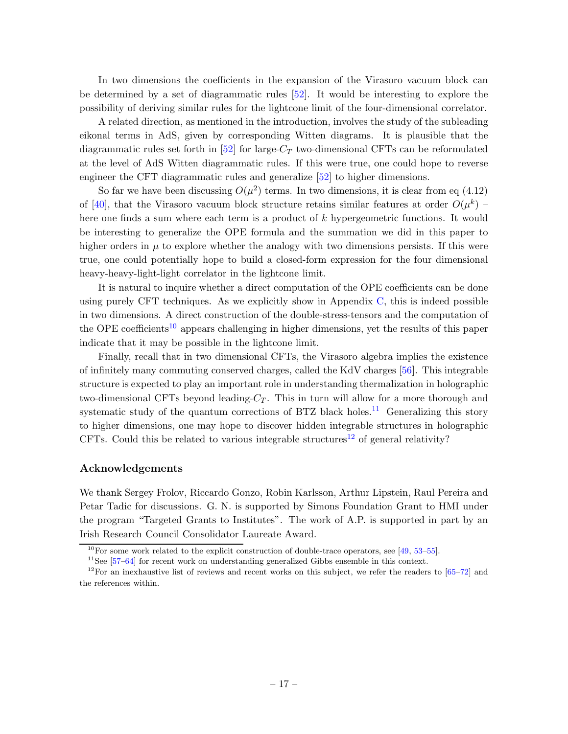In two dimensions the coefficients in the expansion of the Virasoro vacuum block can be determined by a set of diagrammatic rules [52]. It would be interesting to explore the possibility of deriving similar rules for the lightcone limit of the four-dimensional correlator.

A related direction, as mentioned in the introduction, involves the study of the subleading eikonal terms in AdS, given by corresponding Witten diagrams. It is plausible that the diagrammatic rules set forth in [52] for large-$C_T$ two-dimensional CFTs can be reformulated at the level of AdS Witten diagrammatic rules. If this were true, one could hope to reverse engineer the CFT diagrammatic rules and generalize [52] to higher dimensions.

So far we have been discussing $O(\mu^2)$ terms. In two dimensions, it is clear from eq (4.12) of [40], that the Virasoro vacuum block structure retains similar features at order $O(\mu^k)$ – here one finds a sum where each term is a product of $k$ hypergeometric functions. It would be interesting to generalize the OPE formula and the summation we did in this paper to higher orders in $\mu$ to explore whether the analogy with two dimensions persists. If this were true, one could potentially hope to build a closed-form expression for the four dimensional heavy-heavy-light-light correlator in the lightcone limit.

It is natural to inquire whether a direct computation of the OPE coefficients can be done using purely CFT techniques. As we explicitly show in Appendix C, this is indeed possible in two dimensions. A direct construction of the double-stress-tensors and the computation of the OPE coefficients[10] appears challenging in higher dimensions, yet the results of this paper indicate that it may be possible in the lightcone limit.

Finally, recall that in two dimensional CFTs, the Virasoro algebra implies the existence of infinitely many commuting conserved charges, called the KdV charges [56]. This integrable structure is expected to play an important role in understanding thermalization in holographic two-dimensional CFTs beyond leading-$C_T$. This in turn will allow for a more thorough and systematic study of the quantum corrections of BTZ black holes.[11] Generalizing this story to higher dimensions, one may hope to discover hidden integrable structures in holographic CFTs. Could this be related to various integrable structures[12] of general relativity?

## Acknowledgements

We thank Sergey Frolov, Riccardo Gonzo, Robin Karlsson, Arthur Lipstein, Raul Pereira and Petar Tadic for discussions. G. N. is supported by Simons Foundation Grant to HMI under the program "Targeted Grants to Institutes". The work of A.P. is supported in part by an Irish Research Council Consolidator Laureate Award.

[10] For some work related to the explicit construction of double-trace operators, see [49, 53–55].

[11] See [57–64] for recent work on understanding generalized Gibbs ensemble in this context.

[12] For an inexhaustive list of reviews and recent works on this subject, we refer the readers to [65–72] and the references within.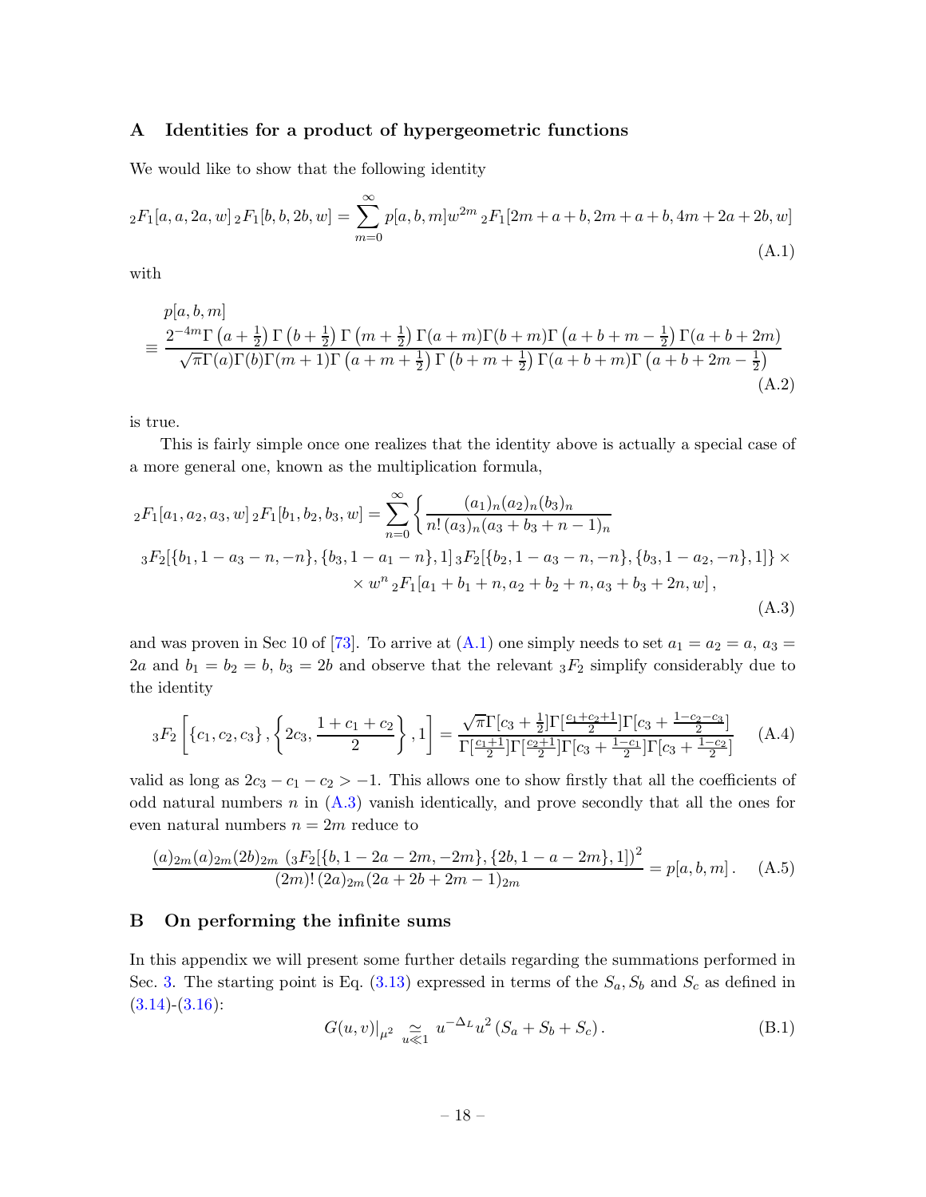## A Identities for a product of hypergeometric functions

We would like to show that the following identity

$$
{}_2F_1[a,a,2a,w]\,{}_2F_1[b,b,2b,w] = \sum_{m=0}^{\infty} p[a,b,m] w^{2m}\,{}_2F_1[2m+a+b,2m+a+b,4m+2a+2b,w] \tag{A.1}
$$

with

$$
\begin{aligned}
&p[a,b,m] \\
&\equiv \frac{2^{-4m}\Gamma\left(a+\frac{1}{2}\right)\Gamma\left(b+\frac{1}{2}\right)\Gamma\left(m+\frac{1}{2}\right)\Gamma(a+m)\Gamma(b+m)\Gamma\left(a+b+m-\frac{1}{2}\right)\Gamma(a+b+2m)}{\sqrt{\pi}\Gamma(a)\Gamma(b)\Gamma(m+1)\Gamma\left(a+m+\frac{1}{2}\right)\Gamma\left(b+m+\frac{1}{2}\right)\Gamma(a+b+m)\Gamma\left(a+b+2m-\frac{1}{2}\right)}
\end{aligned} \tag{A.2}
$$

is true.

This is fairly simple once one realizes that the identity above is actually a special case of a more general one, known as the multiplication formula,

$$
\begin{aligned}
{}_2F_1[a_1,a_2,a_3,w]\,{}_2F_1[b_1,b_2,b_3,w] = \sum_{n=0}^{\infty}\Bigg\{ &\frac{(a_1)_n(a_2)_n(b_3)_n}{n!\,(a_3)_n(a_3+b_3+n-1)_n} \\
{}_3F_2[\{b_1,1-a_3-n,-n\},\{b_3,1-a_1-n\},1]\,&{}_3F_2[\{b_2,1-a_3-n,-n\},\{b_3,1-a_2,-n\},1]\Bigg\}\times \\
&\times w^n\,{}_2F_1[a_1+b_1+n,a_2+b_2+n,a_3+b_3+2n,w]\,,
\end{aligned} \tag{A.3}
$$

and was proven in Sec 10 of [73]. To arrive at (A.1) one simply needs to set $a_1 = a_2 = a$, $a_3 = 2a$ and $b_1 = b_2 = b$, $b_3 = 2b$ and observe that the relevant ${}_3F_2$ simplify considerably due to the identity

$$
{}_3F_2\left[\{c_1,c_2,c_3\},\left\{2c_3,\frac{1+c_1+c_2}{2}\right\},1\right] = \frac{\sqrt{\pi}\Gamma[c_3+\frac{1}{2}]\Gamma[\frac{c_1+c_2+1}{2}]\Gamma[c_3+\frac{1-c_2-c_3}{2}]}{\Gamma[\frac{c_1+1}{2}]\Gamma[\frac{c_2+1}{2}]\Gamma[c_3+\frac{1-c_1}{2}]\Gamma[c_3+\frac{1-c_2}{2}]} \tag{A.4}
$$

valid as long as $2c_3 - c_1 - c_2 > -1$. This allows one to show firstly that all the coefficients of odd natural numbers $n$ in (A.3) vanish identically, and prove secondly that all the ones for even natural numbers $n = 2m$ reduce to

$$
\frac{(a)_{2m}(a)_{2m}(2b)_{2m}\,\left({}_3F_2[\{b,1-2a-2m,-2m\},\{2b,1-a-2m\},1]\right)^2}{(2m)!\,(2a)_{2m}(2a+2b+2m-1)_{2m}} = p[a,b,m]\,. \tag{A.5}
$$

## B On performing the infinite sums

In this appendix we will present some further details regarding the summations performed in Sec. 3. The starting point is Eq. (3.13) expressed in terms of the $S_a, S_b$ and $S_c$ as defined in (3.14)-(3.16):

$$
G(u,v)|_{\mu^2} \underset{u\ll 1}{\simeq} u^{-\Delta_L}u^2\left(S_a+S_b+S_c\right). \tag{B.1}
$$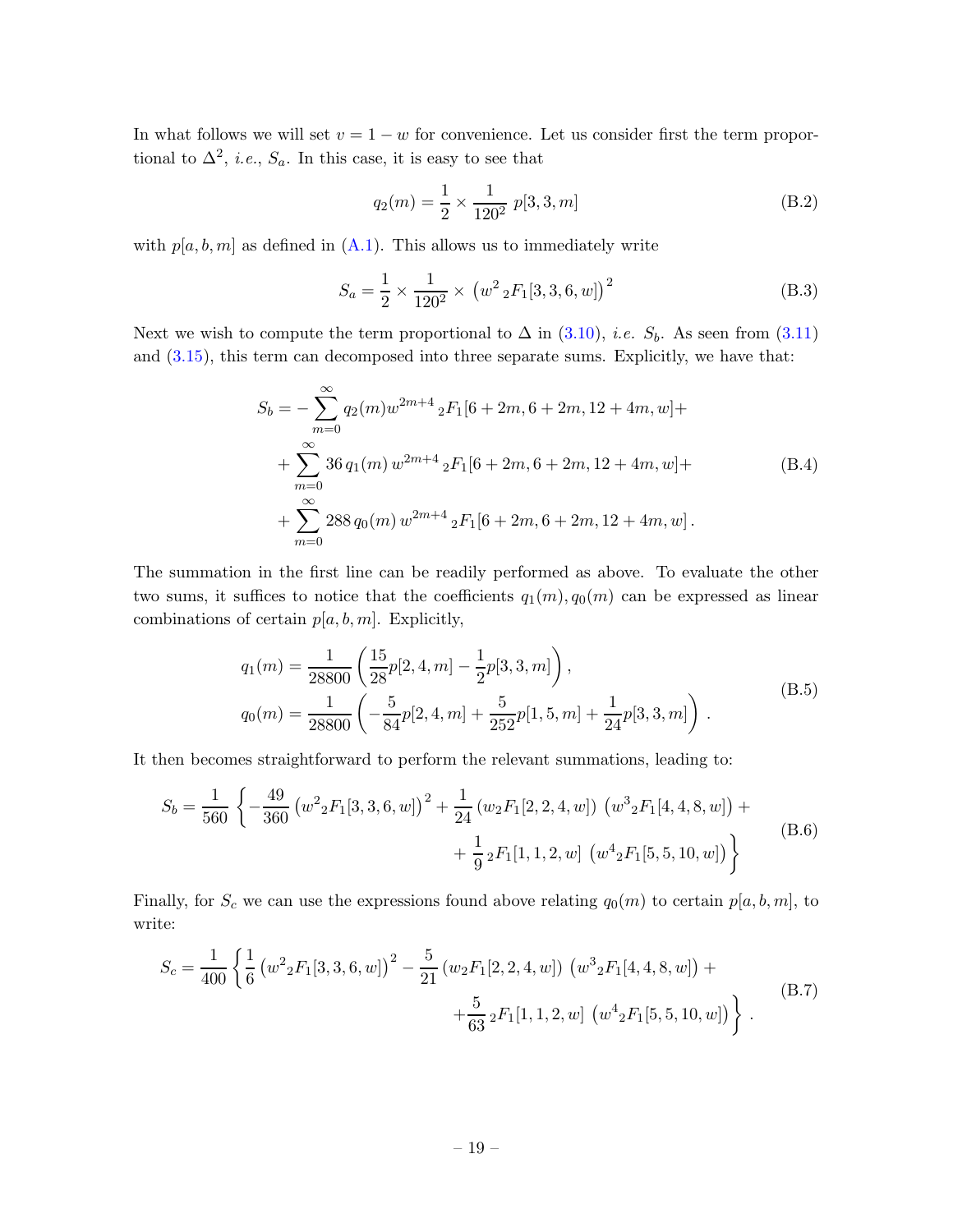In what follows we will set $v = 1 - w$ for convenience. Let us consider first the term proportional to $\Delta^2$, *i.e.*, $S_a$. In this case, it is easy to see that

$$q_2(m) = \frac{1}{2} \times \frac{1}{120^2}\, p[3,3,m] \tag{B.2}$$

with $p[a,b,m]$ as defined in (A.1). This allows us to immediately write

$$S_a = \frac{1}{2} \times \frac{1}{120^2} \times \left(w^2\, {}_2F_1[3,3,6,w]\right)^2 \tag{B.3}$$

Next we wish to compute the term proportional to $\Delta$ in (3.10), *i.e.* $S_b$. As seen from (3.11) and (3.15), this term can decomposed into three separate sums. Explicitly, we have that:

$$\begin{aligned} S_b = &- \sum_{m=0}^{\infty} q_2(m) w^{2m+4}\, {}_2F_1[6+2m, 6+2m, 12+4m, w] + \\ &+ \sum_{m=0}^{\infty} 36\, q_1(m)\, w^{2m+4}\, {}_2F_1[6+2m, 6+2m, 12+4m, w] + \\ &+ \sum_{m=0}^{\infty} 288\, q_0(m)\, w^{2m+4}\, {}_2F_1[6+2m, 6+2m, 12+4m, w]\,. \end{aligned} \tag{B.4}$$

The summation in the first line can be readily performed as above. To evaluate the other two sums, it suffices to notice that the coefficients $q_1(m), q_0(m)$ can be expressed as linear combinations of certain $p[a,b,m]$. Explicitly,

$$\begin{aligned} q_1(m) &= \frac{1}{28800}\left(\frac{15}{28} p[2,4,m] - \frac{1}{2} p[3,3,m]\right), \\ q_0(m) &= \frac{1}{28800}\left(-\frac{5}{84} p[2,4,m] + \frac{5}{252} p[1,5,m] + \frac{1}{24} p[3,3,m]\right). \end{aligned} \tag{B.5}$$

It then becomes straightforward to perform the relevant summations, leading to:

$$\begin{aligned} S_b = \frac{1}{560}\Bigg\{ &-\frac{49}{360}\left(w^2{}_2F_1[3,3,6,w]\right)^2 + \frac{1}{24}\left(w_2F_1[2,2,4,w]\right)\left(w^3{}_2F_1[4,4,8,w]\right) + \\ &+ \frac{1}{9}\, {}_2F_1[1,1,2,w]\left(w^4{}_2F_1[5,5,10,w]\right)\Bigg\} \end{aligned} \tag{B.6}$$

Finally, for $S_c$ we can use the expressions found above relating $q_0(m)$ to certain $p[a,b,m]$, to write:

$$\begin{aligned} S_c = \frac{1}{400}\Bigg\{ &\frac{1}{6}\left(w^2{}_2F_1[3,3,6,w]\right)^2 - \frac{5}{21}\left(w_2F_1[2,2,4,w]\right)\left(w^3{}_2F_1[4,4,8,w]\right) + \\ &+ \frac{5}{63}\, {}_2F_1[1,1,2,w]\left(w^4{}_2F_1[5,5,10,w]\right)\Bigg\}\,. \end{aligned} \tag{B.7}$$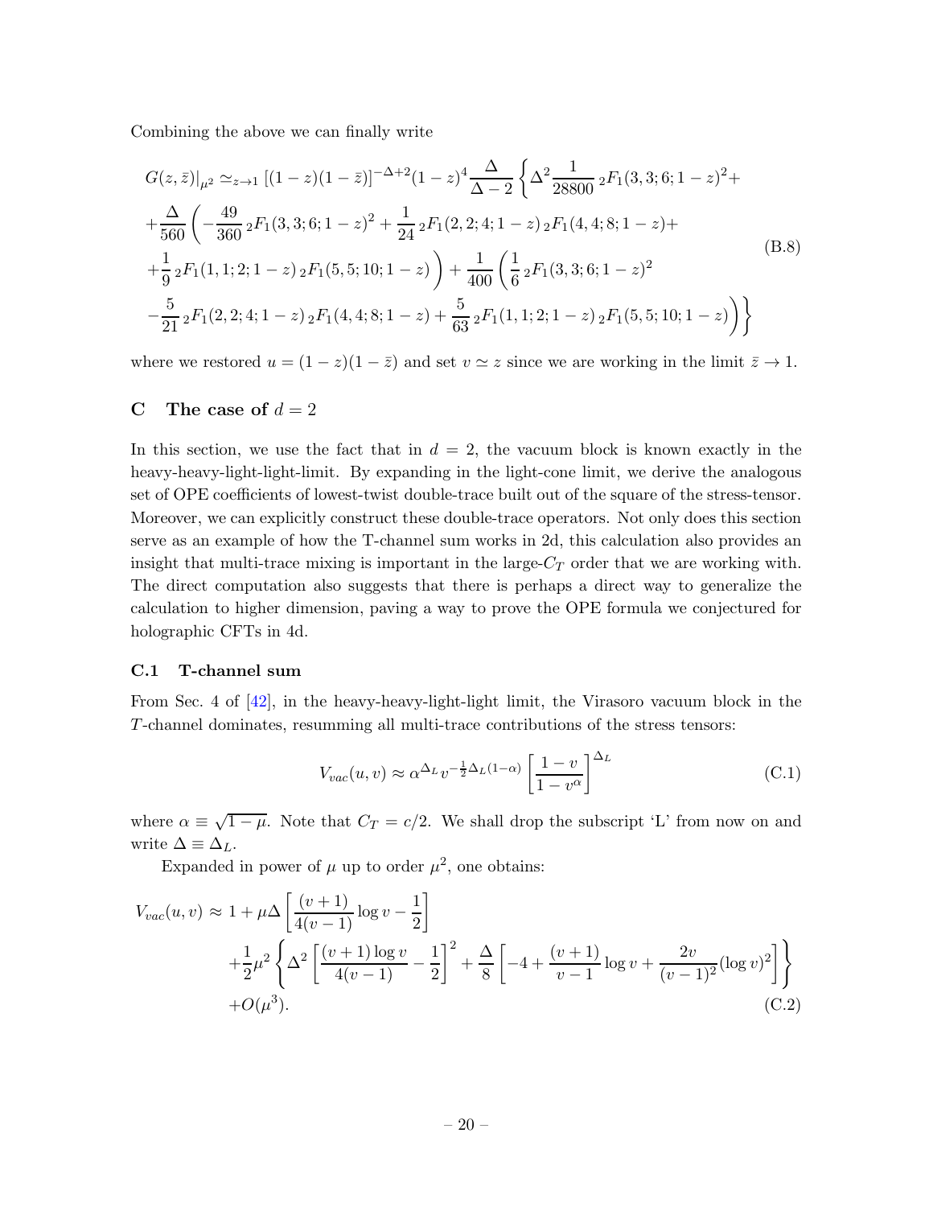Combining the above we can finally write

$$
\begin{aligned}
G(z,\bar{z})\big|_{\mu^2} \simeq_{z\to 1} & \,[(1-z)(1-\bar{z})]^{-\Delta+2}(1-z)^4\frac{\Delta}{\Delta-2}\Bigg\{\Delta^2\frac{1}{28800}\,{}_2F_1(3,3;6;1-z)^2+\\
&+\frac{\Delta}{560}\Bigg(-\frac{49}{360}\,{}_2F_1(3,3;6;1-z)^2+\frac{1}{24}\,{}_2F_1(2,2;4;1-z)\,{}_2F_1(4,4;8;1-z)+\\
&+\frac{1}{9}\,{}_2F_1(1,1;2;1-z)\,{}_2F_1(5,5;10;1-z)\Bigg)+\frac{1}{400}\Bigg(\frac{1}{6}\,{}_2F_1(3,3;6;1-z)^2\\
&-\frac{5}{21}\,{}_2F_1(2,2;4;1-z)\,{}_2F_1(4,4;8;1-z)+\frac{5}{63}\,{}_2F_1(1,1;2;1-z)\,{}_2F_1(5,5;10;1-z)\Bigg)\Bigg\}
\end{aligned}
\tag{B.8}
$$

where we restored $u=(1-z)(1-\bar{z})$ and set $v\simeq z$ since we are working in the limit $\bar{z}\to 1$.

## C The case of $d=2$

In this section, we use the fact that in $d=2$, the vacuum block is known exactly in the heavy-heavy-light-light-limit. By expanding in the light-cone limit, we derive the analogous set of OPE coefficients of lowest-twist double-trace built out of the square of the stress-tensor. Moreover, we can explicitly construct these double-trace operators. Not only does this section serve as an example of how the T-channel sum works in 2d, this calculation also provides an insight that multi-trace mixing is important in the large-$C_T$ order that we are working with. The direct computation also suggests that there is perhaps a direct way to generalize the calculation to higher dimension, paving a way to prove the OPE formula we conjectured for holographic CFTs in 4d.

### C.1 T-channel sum

From Sec. 4 of [42], in the heavy-heavy-light-light limit, the Virasoro vacuum block in the $T$-channel dominates, resumming all multi-trace contributions of the stress tensors:

$$
V_{vac}(u,v)\approx \alpha^{\Delta_L}v^{-\frac{1}{2}\Delta_L(1-\alpha)}\left[\frac{1-v}{1-v^{\alpha}}\right]^{\Delta_L}
\tag{C.1}
$$

where $\alpha\equiv\sqrt{1-\mu}$. Note that $C_T=c/2$. We shall drop the subscript 'L' from now on and write $\Delta\equiv\Delta_L$.

Expanded in power of $\mu$ up to order $\mu^2$, one obtains:

$$
\begin{aligned}
V_{vac}(u,v)\approx\ & 1+\mu\Delta\left[\frac{(v+1)}{4(v-1)}\log v-\frac{1}{2}\right]\\
&+\frac{1}{2}\mu^2\left\{\Delta^2\left[\frac{(v+1)\log v}{4(v-1)}-\frac{1}{2}\right]^2+\frac{\Delta}{8}\left[-4+\frac{(v+1)}{v-1}\log v+\frac{2v}{(v-1)^2}(\log v)^2\right]\right\}\\
&+O(\mu^3).
\end{aligned}
\tag{C.2}
$$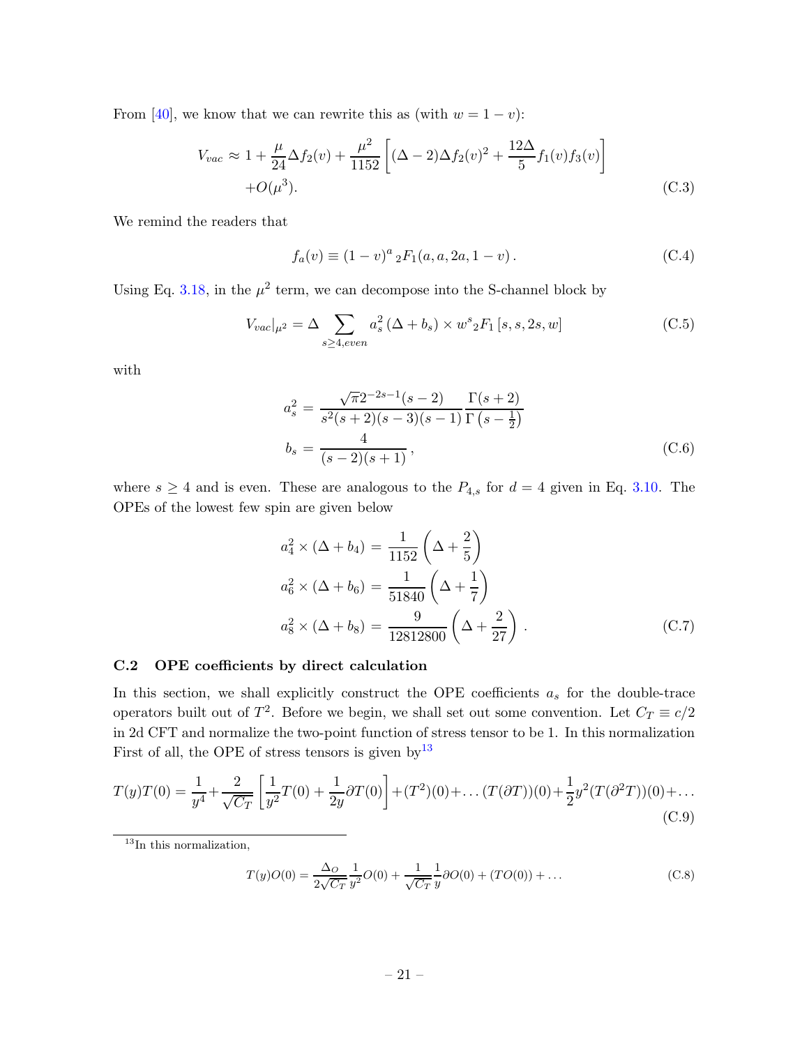From [40], we know that we can rewrite this as (with $w = 1 - v$):

$$
\begin{aligned}
V_{vac} \approx\, & 1 + \frac{\mu}{24}\Delta f_2(v) + \frac{\mu^2}{1152}\left[(\Delta-2)\Delta f_2(v)^2 + \frac{12\Delta}{5} f_1(v) f_3(v)\right] \\
& + O(\mu^3).
\end{aligned}
\tag{C.3}
$$

We remind the readers that

$$
f_a(v) \equiv (1-v)^a\, {}_2F_1(a, a, 2a, 1-v)\,. \tag{C.4}
$$

Using Eq. 3.18, in the $\mu^2$ term, we can decompose into the S-channel block by

$$
V_{vac}|_{\mu^2} = \Delta \sum_{s\geq 4, even} a_s^2\,(\Delta + b_s) \times w^s {}_2F_1\left[s, s, 2s, w\right] \tag{C.5}
$$

with

$$
\begin{aligned}
a_s^2 &= \frac{\sqrt{\pi}2^{-2s-1}(s-2)}{s^2(s+2)(s-3)(s-1)}\frac{\Gamma(s+2)}{\Gamma\left(s-\frac{1}{2}\right)} \\
b_s &= \frac{4}{(s-2)(s+1)}\,,
\end{aligned}
\tag{C.6}
$$

where $s \geq 4$ and is even. These are analogous to the $P_{4,s}$ for $d = 4$ given in Eq. 3.10. The OPEs of the lowest few spin are given below

$$
\begin{aligned}
a_4^2 \times (\Delta + b_4) &= \frac{1}{1152}\left(\Delta + \frac{2}{5}\right) \\
a_6^2 \times (\Delta + b_6) &= \frac{1}{51840}\left(\Delta + \frac{1}{7}\right) \\
a_8^2 \times (\Delta + b_8) &= \frac{9}{12812800}\left(\Delta + \frac{2}{27}\right)\,.
\end{aligned}
\tag{C.7}
$$

### C.2 OPE coefficients by direct calculation

In this section, we shall explicitly construct the OPE coefficients $a_s$ for the double-trace operators built out of $T^2$. Before we begin, we shall set out some convention. Let $C_T \equiv c/2$ in 2d CFT and normalize the two-point function of stress tensor to be 1. In this normalization First of all, the OPE of stress tensors is given by[13]

$$
T(y)T(0) = \frac{1}{y^4} + \frac{2}{\sqrt{C_T}}\left[\frac{1}{y^2}T(0) + \frac{1}{2y}\partial T(0)\right] + (T^2)(0) + \ldots (T(\partial T))(0) + \frac{1}{2}y^2(T(\partial^2 T))(0) + \ldots \tag{C.9}
$$

[13] In this normalization,

$$
T(y)O(0) = \frac{\Delta_O}{2\sqrt{C_T}}\frac{1}{y^2}O(0) + \frac{1}{\sqrt{C_T}}\frac{1}{y}\partial O(0) + (TO(0)) + \ldots \tag{C.8}
$$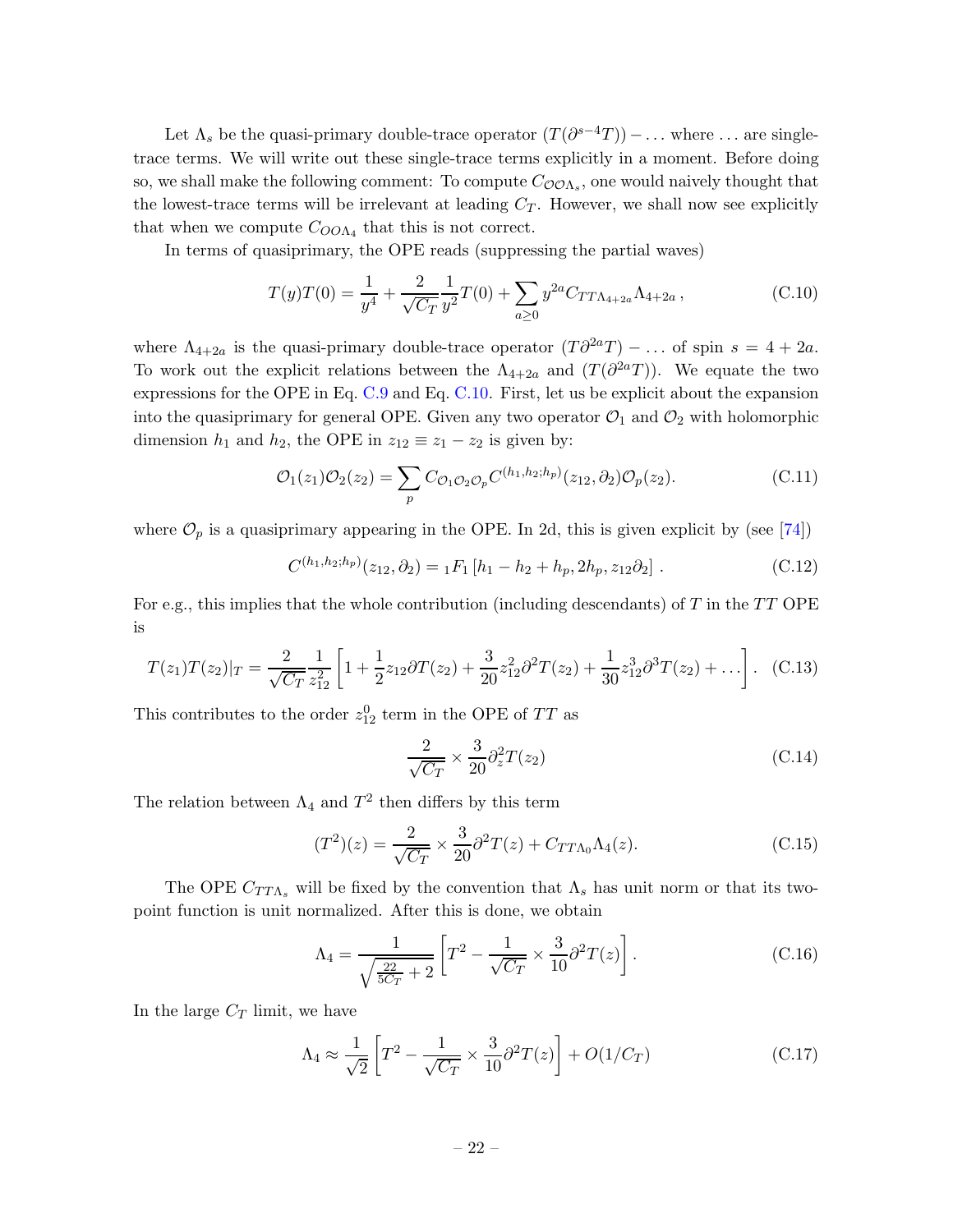Let $\Lambda_s$ be the quasi-primary double-trace operator $(T(\partial^{s-4}T)) - \ldots$ where $\ldots$ are single-trace terms. We will write out these single-trace terms explicitly in a moment. Before doing so, we shall make the following comment: To compute $C_{\mathcal{O}\mathcal{O}\Lambda_s}$, one would naively thought that the lowest-trace terms will be irrelevant at leading $C_T$. However, we shall now see explicitly that when we compute $C_{OO\Lambda_4}$ that this is not correct.

In terms of quasiprimary, the OPE reads (suppressing the partial waves)

$$T(y)T(0) = \frac{1}{y^4} + \frac{2}{\sqrt{C_T}}\frac{1}{y^2}T(0) + \sum_{a\geq 0} y^{2a} C_{TT\Lambda_{4+2a}}\Lambda_{4+2a}\,, \tag{C.10}$$

where $\Lambda_{4+2a}$ is the quasi-primary double-trace operator $(T\partial^{2a}T) - \ldots$ of spin $s = 4+2a$. To work out the explicit relations between the $\Lambda_{4+2a}$ and $(T(\partial^{2a}T))$. We equate the two expressions for the OPE in Eq. C.9 and Eq. C.10. First, let us be explicit about the expansion into the quasiprimary for general OPE. Given any two operator $\mathcal{O}_1$ and $\mathcal{O}_2$ with holomorphic dimension $h_1$ and $h_2$, the OPE in $z_{12} \equiv z_1 - z_2$ is given by:

$$\mathcal{O}_1(z_1)\mathcal{O}_2(z_2) = \sum_p C_{\mathcal{O}_1\mathcal{O}_2\mathcal{O}_p} C^{(h_1,h_2;h_p)}(z_{12},\partial_2)\mathcal{O}_p(z_2). \tag{C.11}$$

where $\mathcal{O}_p$ is a quasiprimary appearing in the OPE. In 2d, this is given explicit by (see [74])

$$C^{(h_1,h_2;h_p)}(z_{12},\partial_2) = {}_1F_1\left[h_1 - h_2 + h_p, 2h_p, z_{12}\partial_2\right]. \tag{C.12}$$

For e.g., this implies that the whole contribution (including descendants) of $T$ in the $TT$ OPE is

$$T(z_1)T(z_2)|_T = \frac{2}{\sqrt{C_T}}\frac{1}{z_{12}^2}\left[1 + \frac{1}{2}z_{12}\partial T(z_2) + \frac{3}{20}z_{12}^2\partial^2 T(z_2) + \frac{1}{30}z_{12}^3\partial^3 T(z_2) + \ldots\right]. \tag{C.13}$$

This contributes to the order $z_{12}^0$ term in the OPE of $TT$ as

$$\frac{2}{\sqrt{C_T}} \times \frac{3}{20}\partial_z^2 T(z_2) \tag{C.14}$$

The relation between $\Lambda_4$ and $T^2$ then differs by this term

$$(T^2)(z) = \frac{2}{\sqrt{C_T}} \times \frac{3}{20}\partial^2 T(z) + C_{TT\Lambda_0}\Lambda_4(z). \tag{C.15}$$

The OPE $C_{TT\Lambda_s}$ will be fixed by the convention that $\Lambda_s$ has unit norm or that its two-point function is unit normalized. After this is done, we obtain

$$\Lambda_4 = \frac{1}{\sqrt{\frac{22}{5C_T} + 2}}\left[T^2 - \frac{1}{\sqrt{C_T}} \times \frac{3}{10}\partial^2 T(z)\right]. \tag{C.16}$$

In the large $C_T$ limit, we have

$$\Lambda_4 \approx \frac{1}{\sqrt{2}}\left[T^2 - \frac{1}{\sqrt{C_T}} \times \frac{3}{10}\partial^2 T(z)\right] + O(1/C_T) \tag{C.17}$$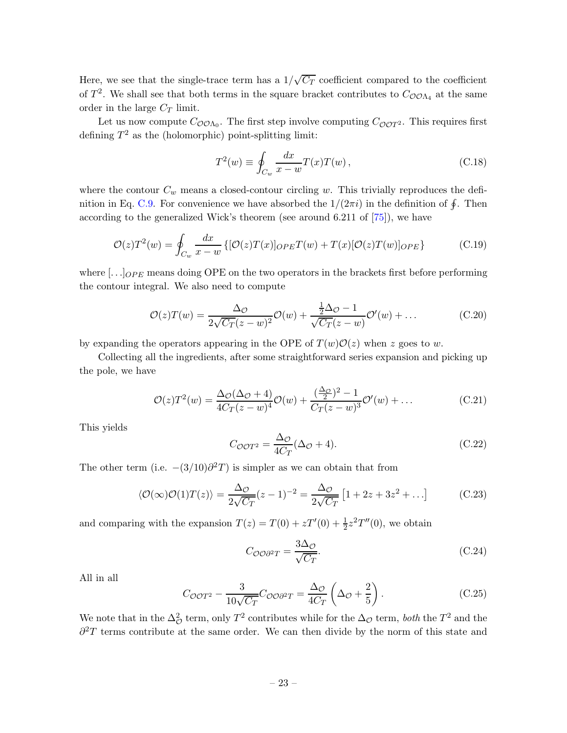Here, we see that the single-trace term has a $1/\sqrt{C_T}$ coefficient compared to the coefficient of $T^2$. We shall see that both terms in the square bracket contributes to $C_{\mathcal{O}\mathcal{O}\Lambda_4}$ at the same order in the large $C_T$ limit.

Let us now compute $C_{\mathcal{O}\mathcal{O}\Lambda_0}$. The first step involve computing $C_{\mathcal{O}\mathcal{O}T^2}$. This requires first defining $T^2$ as the (holomorphic) point-splitting limit:

$$T^2(w) \equiv \oint_{C_w} \frac{dx}{x-w} T(x)T(w)\,, \tag{C.18}$$

where the contour $C_w$ means a closed-contour circling $w$. This trivially reproduces the definition in Eq. C.9. For convenience we have absorbed the $1/(2\pi i)$ in the definition of $\oint$. Then according to the generalized Wick's theorem (see around 6.211 of [75]), we have

$$\mathcal{O}(z)T^2(w) = \oint_{C_w} \frac{dx}{x-w} \left\{ [\mathcal{O}(z)T(x)]_{OPE}T(w) + T(x)[\mathcal{O}(z)T(w)]_{OPE} \right\} \tag{C.19}$$

where $[\ldots]_{OPE}$ means doing OPE on the two operators in the brackets first before performing the contour integral. We also need to compute

$$\mathcal{O}(z)T(w) = \frac{\Delta_{\mathcal{O}}}{2\sqrt{C_T}(z-w)^2}\mathcal{O}(w) + \frac{\frac{1}{2}\Delta_{\mathcal{O}} - 1}{\sqrt{C_T}(z-w)}\mathcal{O}'(w) + \ldots \tag{C.20}$$

by expanding the operators appearing in the OPE of $T(w)\mathcal{O}(z)$ when $z$ goes to $w$.

Collecting all the ingredients, after some straightforward series expansion and picking up the pole, we have

$$\mathcal{O}(z)T^2(w) = \frac{\Delta_{\mathcal{O}}(\Delta_{\mathcal{O}}+4)}{4C_T(z-w)^4}\mathcal{O}(w) + \frac{(\frac{\Delta_{\mathcal{O}}}{2})^2 - 1}{C_T(z-w)^3}\mathcal{O}'(w) + \ldots \tag{C.21}$$

This yields

$$C_{\mathcal{O}\mathcal{O}T^2} = \frac{\Delta_{\mathcal{O}}}{4C_T}(\Delta_{\mathcal{O}}+4). \tag{C.22}$$

The other term (i.e. $-(3/10)\partial^2 T$) is simpler as we can obtain that from

$$\langle \mathcal{O}(\infty)\mathcal{O}(1)T(z)\rangle = \frac{\Delta_{\mathcal{O}}}{2\sqrt{C_T}}(z-1)^{-2} = \frac{\Delta_{\mathcal{O}}}{2\sqrt{C_T}}\left[1 + 2z + 3z^2 + \ldots\right] \tag{C.23}$$

and comparing with the expansion $T(z) = T(0) + zT'(0) + \frac{1}{2}z^2 T''(0)$, we obtain

$$C_{\mathcal{O}\mathcal{O}\partial^2 T} = \frac{3\Delta_{\mathcal{O}}}{\sqrt{C_T}}. \tag{C.24}$$

All in all

$$C_{\mathcal{O}\mathcal{O}T^2} - \frac{3}{10\sqrt{C_T}}C_{\mathcal{O}\mathcal{O}\partial^2 T} = \frac{\Delta_{\mathcal{O}}}{4C_T}\left(\Delta_{\mathcal{O}} + \frac{2}{5}\right). \tag{C.25}$$

We note that in the $\Delta_{\mathcal{O}}^2$ term, only $T^2$ contributes while for the $\Delta_{\mathcal{O}}$ term, *both* the $T^2$ and the $\partial^2 T$ terms contribute at the same order. We can then divide by the norm of this state and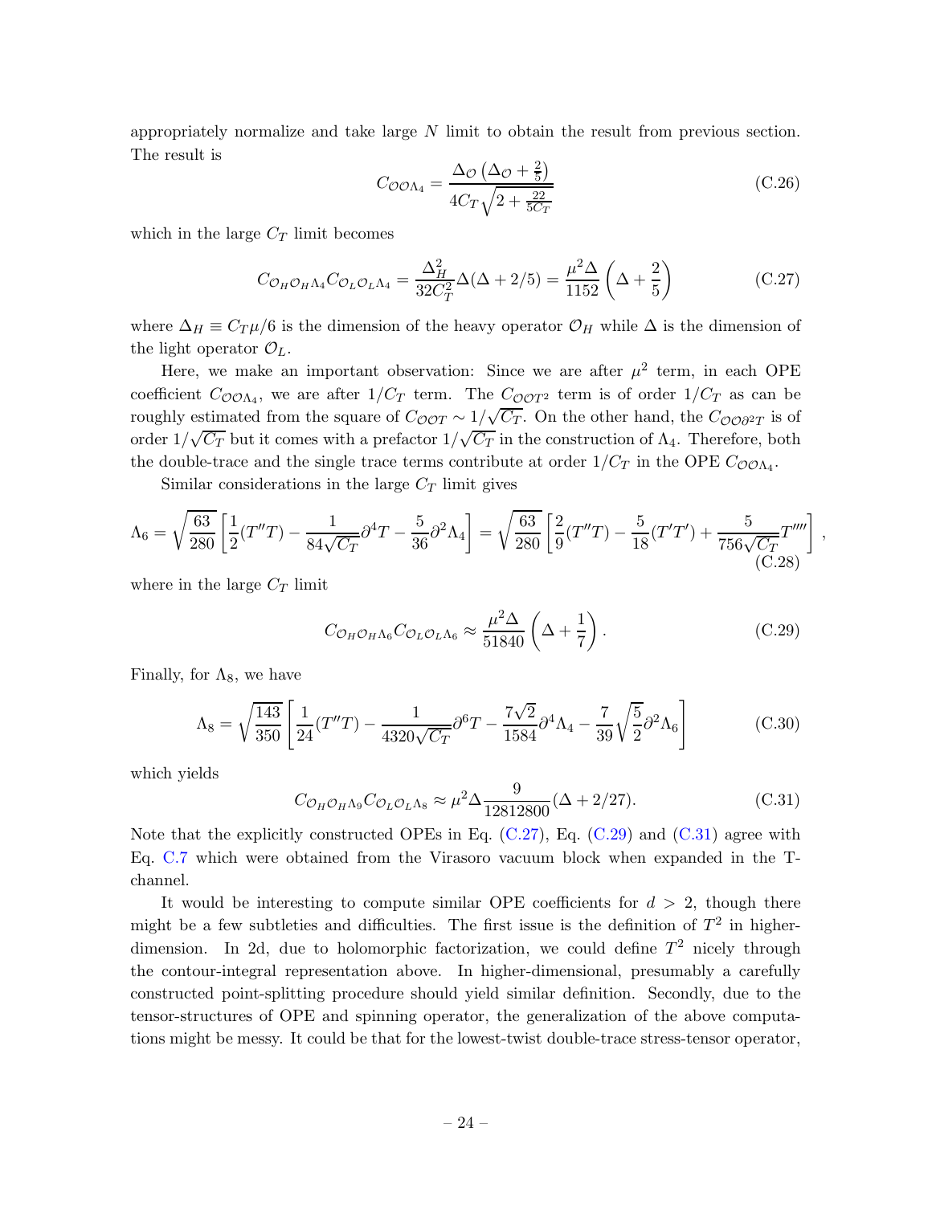appropriately normalize and take large $N$ limit to obtain the result from previous section. The result is

$$C_{\mathcal{O}\mathcal{O}\Lambda_4} = \frac{\Delta_{\mathcal{O}}\left(\Delta_{\mathcal{O}} + \frac{2}{5}\right)}{4C_T\sqrt{2 + \frac{22}{5C_T}}} \tag{C.26}$$

which in the large $C_T$ limit becomes

$$C_{\mathcal{O}_H\mathcal{O}_H\Lambda_4}C_{\mathcal{O}_L\mathcal{O}_L\Lambda_4} = \frac{\Delta_H^2}{32C_T^2}\Delta(\Delta + 2/5) = \frac{\mu^2\Delta}{1152}\left(\Delta + \frac{2}{5}\right) \tag{C.27}$$

where $\Delta_H \equiv C_T\mu/6$ is the dimension of the heavy operator $\mathcal{O}_H$ while $\Delta$ is the dimension of the light operator $\mathcal{O}_L$.

Here, we make an important observation: Since we are after $\mu^2$ term, in each OPE coefficient $C_{\mathcal{O}\mathcal{O}\Lambda_4}$, we are after $1/C_T$ term. The $C_{\mathcal{O}\mathcal{O}T^2}$ term is of order $1/C_T$ as can be roughly estimated from the square of $C_{\mathcal{O}\mathcal{O}T} \sim 1/\sqrt{C_T}$. On the other hand, the $C_{\mathcal{O}\mathcal{O}\partial^2 T}$ is of order $1/\sqrt{C_T}$ but it comes with a prefactor $1/\sqrt{C_T}$ in the construction of $\Lambda_4$. Therefore, both the double-trace and the single trace terms contribute at order $1/C_T$ in the OPE $C_{\mathcal{O}\mathcal{O}\Lambda_4}$.

Similar considerations in the large $C_T$ limit gives

$$\Lambda_6 = \sqrt{\frac{63}{280}}\left[\frac{1}{2}(T''T) - \frac{1}{84\sqrt{C_T}}\partial^4 T - \frac{5}{36}\partial^2\Lambda_4\right] = \sqrt{\frac{63}{280}}\left[\frac{2}{9}(T''T) - \frac{5}{18}(T'T') + \frac{5}{756\sqrt{C_T}}T''''\right], \tag{C.28}$$

where in the large $C_T$ limit

$$C_{\mathcal{O}_H\mathcal{O}_H\Lambda_6}C_{\mathcal{O}_L\mathcal{O}_L\Lambda_6} \approx \frac{\mu^2\Delta}{51840}\left(\Delta + \frac{1}{7}\right). \tag{C.29}$$

Finally, for $\Lambda_8$, we have

$$\Lambda_8 = \sqrt{\frac{143}{350}}\left[\frac{1}{24}(T''T) - \frac{1}{4320\sqrt{C_T}}\partial^6 T - \frac{7\sqrt{2}}{1584}\partial^4\Lambda_4 - \frac{7}{39}\sqrt{\frac{5}{2}}\partial^2\Lambda_6\right] \tag{C.30}$$

which yields

$$C_{\mathcal{O}_H\mathcal{O}_H\Lambda_9}C_{\mathcal{O}_L\mathcal{O}_L\Lambda_8} \approx \mu^2\Delta\frac{9}{12812800}(\Delta + 2/27). \tag{C.31}$$

Note that the explicitly constructed OPEs in Eq. (C.27), Eq. (C.29) and (C.31) agree with Eq. C.7 which were obtained from the Virasoro vacuum block when expanded in the T-channel.

It would be interesting to compute similar OPE coefficients for $d > 2$, though there might be a few subtleties and difficulties. The first issue is the definition of $T^2$ in higher-dimension. In 2d, due to holomorphic factorization, we could define $T^2$ nicely through the contour-integral representation above. In higher-dimensional, presumably a carefully constructed point-splitting procedure should yield similar definition. Secondly, due to the tensor-structures of OPE and spinning operator, the generalization of the above computations might be messy. It could be that for the lowest-twist double-trace stress-tensor operator,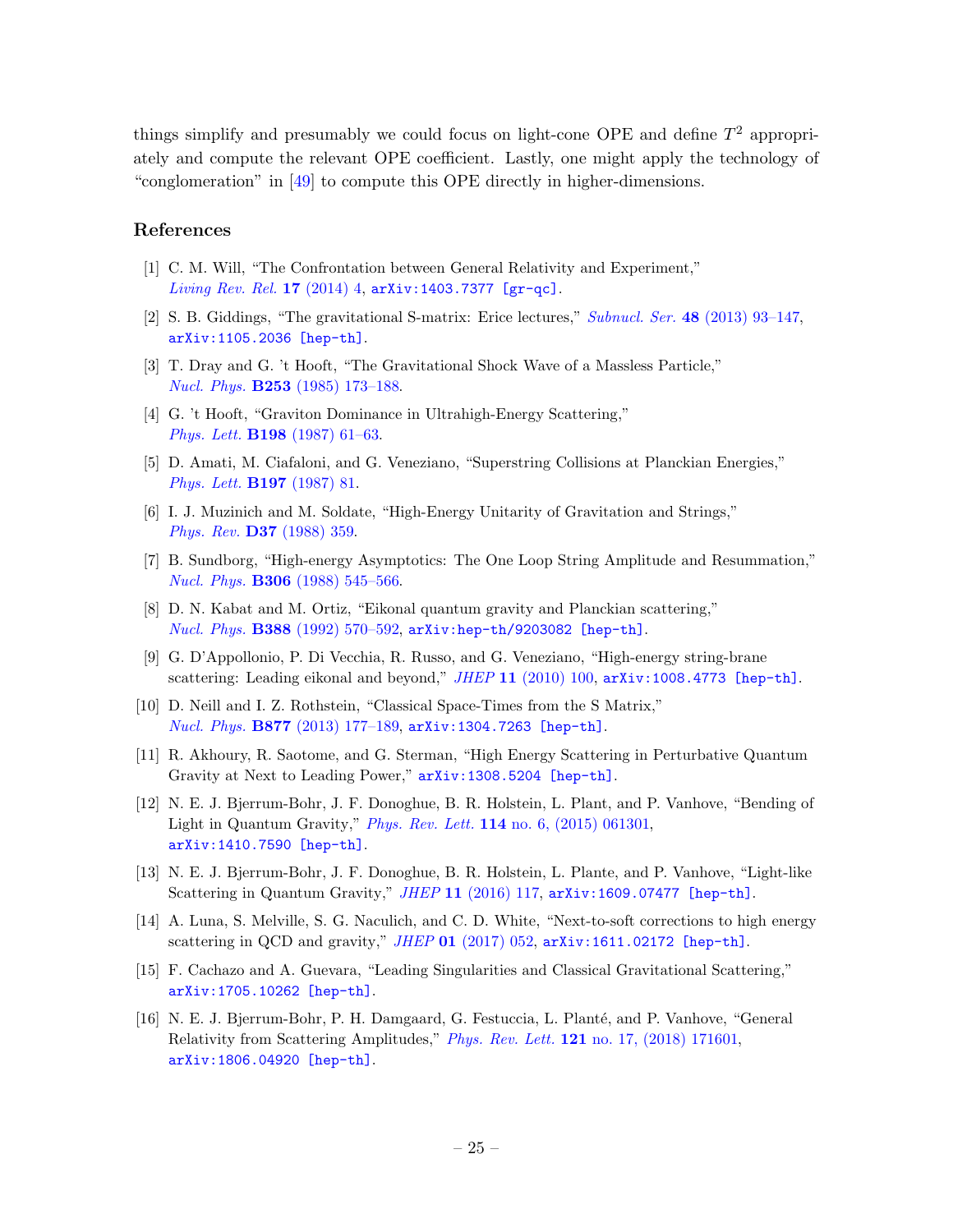things simplify and presumably we could focus on light-cone OPE and define $T^2$ appropriately and compute the relevant OPE coefficient. Lastly, one might apply the technology of "conglomeration" in [49] to compute this OPE directly in higher-dimensions.

## References

[1] C. M. Will, "The Confrontation between General Relativity and Experiment," *Living Rev. Rel.* **17** (2014) 4, arXiv:1403.7377 [gr-qc].

[2] S. B. Giddings, "The gravitational S-matrix: Erice lectures," *Subnucl. Ser.* **48** (2013) 93–147, arXiv:1105.2036 [hep-th].

[3] T. Dray and G. 't Hooft, "The Gravitational Shock Wave of a Massless Particle," *Nucl. Phys.* **B253** (1985) 173–188.

[4] G. 't Hooft, "Graviton Dominance in Ultrahigh-Energy Scattering," *Phys. Lett.* **B198** (1987) 61–63.

[5] D. Amati, M. Ciafaloni, and G. Veneziano, "Superstring Collisions at Planckian Energies," *Phys. Lett.* **B197** (1987) 81.

[6] I. J. Muzinich and M. Soldate, "High-Energy Unitarity of Gravitation and Strings," *Phys. Rev.* **D37** (1988) 359.

[7] B. Sundborg, "High-energy Asymptotics: The One Loop String Amplitude and Resummation," *Nucl. Phys.* **B306** (1988) 545–566.

[8] D. N. Kabat and M. Ortiz, "Eikonal quantum gravity and Planckian scattering," *Nucl. Phys.* **B388** (1992) 570–592, arXiv:hep-th/9203082 [hep-th].

[9] G. D'Appollonio, P. Di Vecchia, R. Russo, and G. Veneziano, "High-energy string-brane scattering: Leading eikonal and beyond," *JHEP* **11** (2010) 100, arXiv:1008.4773 [hep-th].

[10] D. Neill and I. Z. Rothstein, "Classical Space-Times from the S Matrix," *Nucl. Phys.* **B877** (2013) 177–189, arXiv:1304.7263 [hep-th].

[11] R. Akhoury, R. Saotome, and G. Sterman, "High Energy Scattering in Perturbative Quantum Gravity at Next to Leading Power," arXiv:1308.5204 [hep-th].

[12] N. E. J. Bjerrum-Bohr, J. F. Donoghue, B. R. Holstein, L. Plant, and P. Vanhove, "Bending of Light in Quantum Gravity," *Phys. Rev. Lett.* **114** no. 6, (2015) 061301, arXiv:1410.7590 [hep-th].

[13] N. E. J. Bjerrum-Bohr, J. F. Donoghue, B. R. Holstein, L. Plante, and P. Vanhove, "Light-like Scattering in Quantum Gravity," *JHEP* **11** (2016) 117, arXiv:1609.07477 [hep-th].

[14] A. Luna, S. Melville, S. G. Naculich, and C. D. White, "Next-to-soft corrections to high energy scattering in QCD and gravity," *JHEP* **01** (2017) 052, arXiv:1611.02172 [hep-th].

[15] F. Cachazo and A. Guevara, "Leading Singularities and Classical Gravitational Scattering," arXiv:1705.10262 [hep-th].

[16] N. E. J. Bjerrum-Bohr, P. H. Damgaard, G. Festuccia, L. Planté, and P. Vanhove, "General Relativity from Scattering Amplitudes," *Phys. Rev. Lett.* **121** no. 17, (2018) 171601, arXiv:1806.04920 [hep-th].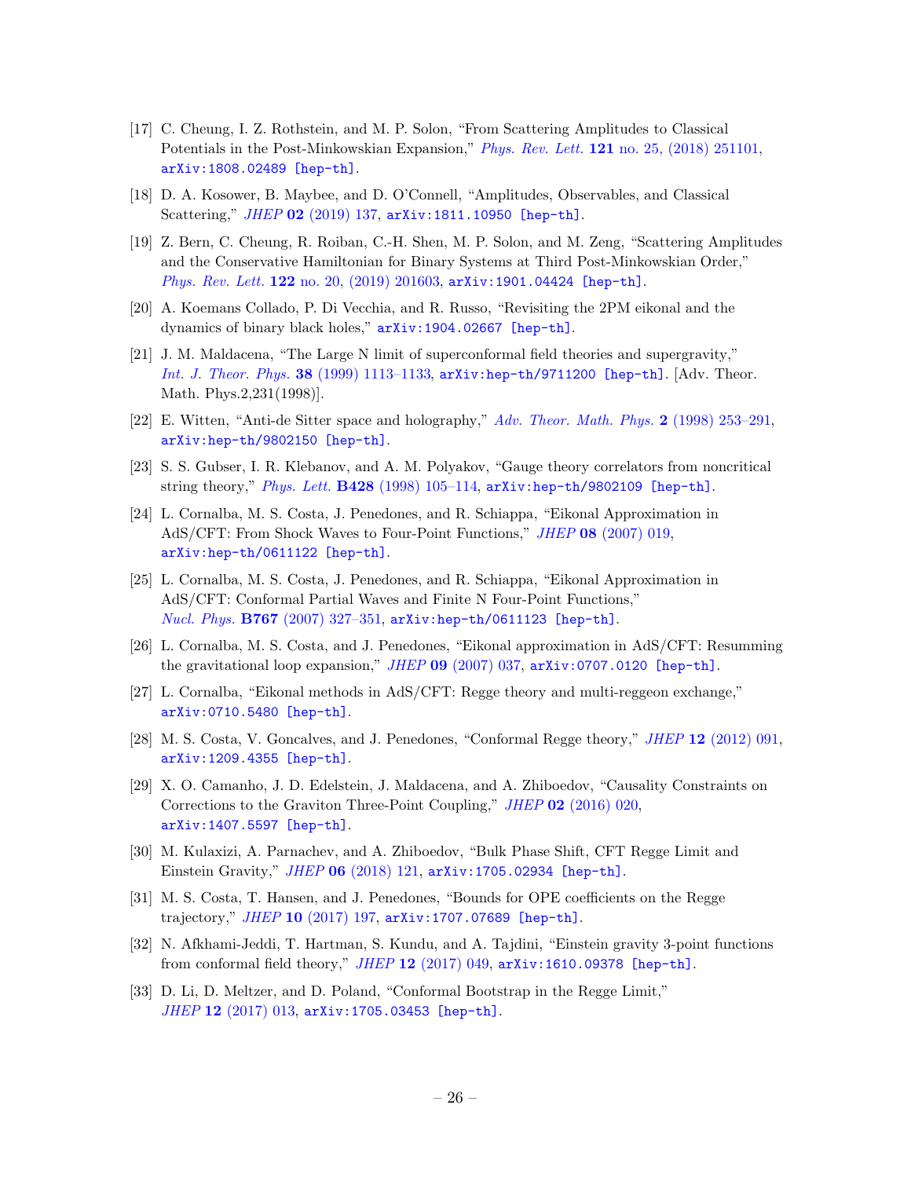[17] C. Cheung, I. Z. Rothstein, and M. P. Solon, "From Scattering Amplitudes to Classical Potentials in the Post-Minkowskian Expansion," *Phys. Rev. Lett.* **121** no. 25, (2018) 251101, arXiv:1808.02489 [hep-th].

[18] D. A. Kosower, B. Maybee, and D. O'Connell, "Amplitudes, Observables, and Classical Scattering," *JHEP* **02** (2019) 137, arXiv:1811.10950 [hep-th].

[19] Z. Bern, C. Cheung, R. Roiban, C.-H. Shen, M. P. Solon, and M. Zeng, "Scattering Amplitudes and the Conservative Hamiltonian for Binary Systems at Third Post-Minkowskian Order," *Phys. Rev. Lett.* **122** no. 20, (2019) 201603, arXiv:1901.04424 [hep-th].

[20] A. Koemans Collado, P. Di Vecchia, and R. Russo, "Revisiting the 2PM eikonal and the dynamics of binary black holes," arXiv:1904.02667 [hep-th].

[21] J. M. Maldacena, "The Large N limit of superconformal field theories and supergravity," *Int. J. Theor. Phys.* **38** (1999) 1113–1133, arXiv:hep-th/9711200 [hep-th]. [Adv. Theor. Math. Phys.2,231(1998)].

[22] E. Witten, "Anti-de Sitter space and holography," *Adv. Theor. Math. Phys.* **2** (1998) 253–291, arXiv:hep-th/9802150 [hep-th].

[23] S. S. Gubser, I. R. Klebanov, and A. M. Polyakov, "Gauge theory correlators from noncritical string theory," *Phys. Lett.* **B428** (1998) 105–114, arXiv:hep-th/9802109 [hep-th].

[24] L. Cornalba, M. S. Costa, J. Penedones, and R. Schiappa, "Eikonal Approximation in AdS/CFT: From Shock Waves to Four-Point Functions," *JHEP* **08** (2007) 019, arXiv:hep-th/0611122 [hep-th].

[25] L. Cornalba, M. S. Costa, J. Penedones, and R. Schiappa, "Eikonal Approximation in AdS/CFT: Conformal Partial Waves and Finite N Four-Point Functions," *Nucl. Phys.* **B767** (2007) 327–351, arXiv:hep-th/0611123 [hep-th].

[26] L. Cornalba, M. S. Costa, and J. Penedones, "Eikonal approximation in AdS/CFT: Resumming the gravitational loop expansion," *JHEP* **09** (2007) 037, arXiv:0707.0120 [hep-th].

[27] L. Cornalba, "Eikonal methods in AdS/CFT: Regge theory and multi-reggeon exchange," arXiv:0710.5480 [hep-th].

[28] M. S. Costa, V. Goncalves, and J. Penedones, "Conformal Regge theory," *JHEP* **12** (2012) 091, arXiv:1209.4355 [hep-th].

[29] X. O. Camanho, J. D. Edelstein, J. Maldacena, and A. Zhiboedov, "Causality Constraints on Corrections to the Graviton Three-Point Coupling," *JHEP* **02** (2016) 020, arXiv:1407.5597 [hep-th].

[30] M. Kulaxizi, A. Parnachev, and A. Zhiboedov, "Bulk Phase Shift, CFT Regge Limit and Einstein Gravity," *JHEP* **06** (2018) 121, arXiv:1705.02934 [hep-th].

[31] M. S. Costa, T. Hansen, and J. Penedones, "Bounds for OPE coefficients on the Regge trajectory," *JHEP* **10** (2017) 197, arXiv:1707.07689 [hep-th].

[32] N. Afkhami-Jeddi, T. Hartman, S. Kundu, and A. Tajdini, "Einstein gravity 3-point functions from conformal field theory," *JHEP* **12** (2017) 049, arXiv:1610.09378 [hep-th].

[33] D. Li, D. Meltzer, and D. Poland, "Conformal Bootstrap in the Regge Limit," *JHEP* **12** (2017) 013, arXiv:1705.03453 [hep-th].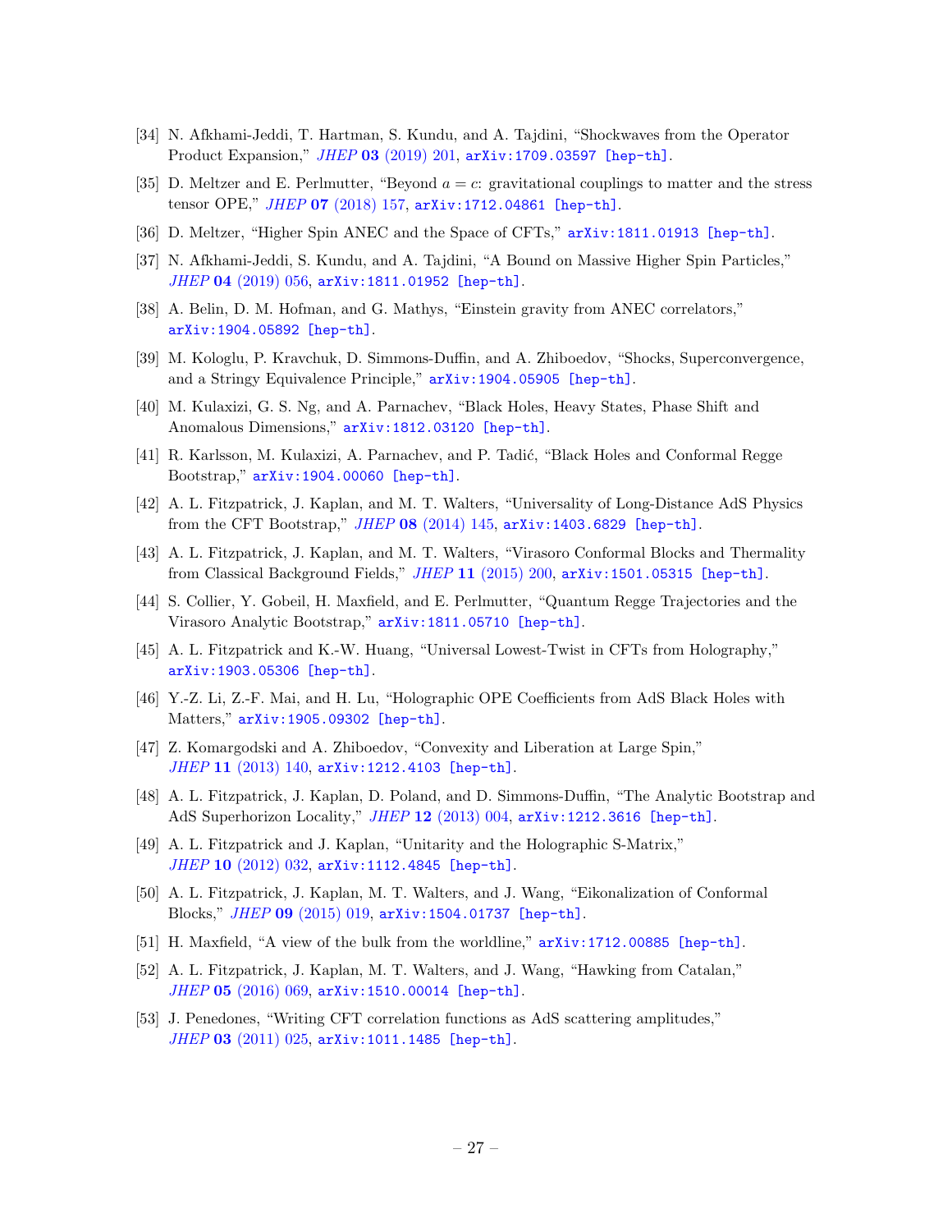[34] N. Afkhami-Jeddi, T. Hartman, S. Kundu, and A. Tajdini, "Shockwaves from the Operator Product Expansion," *JHEP* **03** (2019) 201, arXiv:1709.03597 [hep-th].

[35] D. Meltzer and E. Perlmutter, "Beyond $a = c$: gravitational couplings to matter and the stress tensor OPE," *JHEP* **07** (2018) 157, arXiv:1712.04861 [hep-th].

[36] D. Meltzer, "Higher Spin ANEC and the Space of CFTs," arXiv:1811.01913 [hep-th].

[37] N. Afkhami-Jeddi, S. Kundu, and A. Tajdini, "A Bound on Massive Higher Spin Particles," *JHEP* **04** (2019) 056, arXiv:1811.01952 [hep-th].

[38] A. Belin, D. M. Hofman, and G. Mathys, "Einstein gravity from ANEC correlators," arXiv:1904.05892 [hep-th].

[39] M. Kologlu, P. Kravchuk, D. Simmons-Duffin, and A. Zhiboedov, "Shocks, Superconvergence, and a Stringy Equivalence Principle," arXiv:1904.05905 [hep-th].

[40] M. Kulaxizi, G. S. Ng, and A. Parnachev, "Black Holes, Heavy States, Phase Shift and Anomalous Dimensions," arXiv:1812.03120 [hep-th].

[41] R. Karlsson, M. Kulaxizi, A. Parnachev, and P. Tadić, "Black Holes and Conformal Regge Bootstrap," arXiv:1904.00060 [hep-th].

[42] A. L. Fitzpatrick, J. Kaplan, and M. T. Walters, "Universality of Long-Distance AdS Physics from the CFT Bootstrap," *JHEP* **08** (2014) 145, arXiv:1403.6829 [hep-th].

[43] A. L. Fitzpatrick, J. Kaplan, and M. T. Walters, "Virasoro Conformal Blocks and Thermality from Classical Background Fields," *JHEP* **11** (2015) 200, arXiv:1501.05315 [hep-th].

[44] S. Collier, Y. Gobeil, H. Maxfield, and E. Perlmutter, "Quantum Regge Trajectories and the Virasoro Analytic Bootstrap," arXiv:1811.05710 [hep-th].

[45] A. L. Fitzpatrick and K.-W. Huang, "Universal Lowest-Twist in CFTs from Holography," arXiv:1903.05306 [hep-th].

[46] Y.-Z. Li, Z.-F. Mai, and H. Lu, "Holographic OPE Coefficients from AdS Black Holes with Matters," arXiv:1905.09302 [hep-th].

[47] Z. Komargodski and A. Zhiboedov, "Convexity and Liberation at Large Spin," *JHEP* **11** (2013) 140, arXiv:1212.4103 [hep-th].

[48] A. L. Fitzpatrick, J. Kaplan, D. Poland, and D. Simmons-Duffin, "The Analytic Bootstrap and AdS Superhorizon Locality," *JHEP* **12** (2013) 004, arXiv:1212.3616 [hep-th].

[49] A. L. Fitzpatrick and J. Kaplan, "Unitarity and the Holographic S-Matrix," *JHEP* **10** (2012) 032, arXiv:1112.4845 [hep-th].

[50] A. L. Fitzpatrick, J. Kaplan, M. T. Walters, and J. Wang, "Eikonalization of Conformal Blocks," *JHEP* **09** (2015) 019, arXiv:1504.01737 [hep-th].

[51] H. Maxfield, "A view of the bulk from the worldline," arXiv:1712.00885 [hep-th].

[52] A. L. Fitzpatrick, J. Kaplan, M. T. Walters, and J. Wang, "Hawking from Catalan," *JHEP* **05** (2016) 069, arXiv:1510.00014 [hep-th].

[53] J. Penedones, "Writing CFT correlation functions as AdS scattering amplitudes," *JHEP* **03** (2011) 025, arXiv:1011.1485 [hep-th].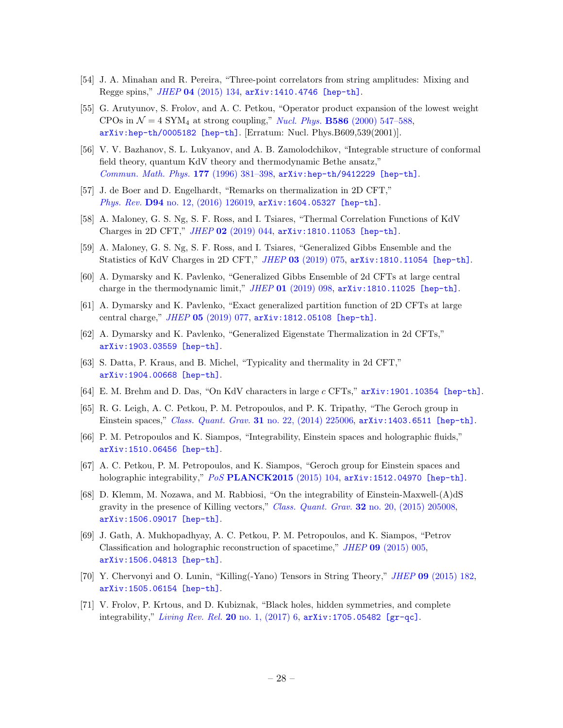[54] J. A. Minahan and R. Pereira, "Three-point correlators from string amplitudes: Mixing and Regge spins," *JHEP* **04** (2015) 134, arXiv:1410.4746 [hep-th].

[55] G. Arutyunov, S. Frolov, and A. C. Petkou, "Operator product expansion of the lowest weight CPOs in $\mathcal{N} = 4$ SYM$_4$ at strong coupling," *Nucl. Phys.* **B586** (2000) 547–588, arXiv:hep-th/0005182 [hep-th]. [Erratum: Nucl. Phys.B609,539(2001)].

[56] V. V. Bazhanov, S. L. Lukyanov, and A. B. Zamolodchikov, "Integrable structure of conformal field theory, quantum KdV theory and thermodynamic Bethe ansatz," *Commun. Math. Phys.* **177** (1996) 381–398, arXiv:hep-th/9412229 [hep-th].

[57] J. de Boer and D. Engelhardt, "Remarks on thermalization in 2D CFT," *Phys. Rev.* **D94** no. 12, (2016) 126019, arXiv:1604.05327 [hep-th].

[58] A. Maloney, G. S. Ng, S. F. Ross, and I. Tsiares, "Thermal Correlation Functions of KdV Charges in 2D CFT," *JHEP* **02** (2019) 044, arXiv:1810.11053 [hep-th].

[59] A. Maloney, G. S. Ng, S. F. Ross, and I. Tsiares, "Generalized Gibbs Ensemble and the Statistics of KdV Charges in 2D CFT," *JHEP* **03** (2019) 075, arXiv:1810.11054 [hep-th].

[60] A. Dymarsky and K. Pavlenko, "Generalized Gibbs Ensemble of 2d CFTs at large central charge in the thermodynamic limit," *JHEP* **01** (2019) 098, arXiv:1810.11025 [hep-th].

[61] A. Dymarsky and K. Pavlenko, "Exact generalized partition function of 2D CFTs at large central charge," *JHEP* **05** (2019) 077, arXiv:1812.05108 [hep-th].

[62] A. Dymarsky and K. Pavlenko, "Generalized Eigenstate Thermalization in 2d CFTs," arXiv:1903.03559 [hep-th].

[63] S. Datta, P. Kraus, and B. Michel, "Typicality and thermality in 2d CFT," arXiv:1904.00668 [hep-th].

[64] E. M. Brehm and D. Das, "On KdV characters in large $c$ CFTs," arXiv:1901.10354 [hep-th].

[65] R. G. Leigh, A. C. Petkou, P. M. Petropoulos, and P. K. Tripathy, "The Geroch group in Einstein spaces," *Class. Quant. Grav.* **31** no. 22, (2014) 225006, arXiv:1403.6511 [hep-th].

[66] P. M. Petropoulos and K. Siampos, "Integrability, Einstein spaces and holographic fluids," arXiv:1510.06456 [hep-th].

[67] A. C. Petkou, P. M. Petropoulos, and K. Siampos, "Geroch group for Einstein spaces and holographic integrability," *PoS* **PLANCK2015** (2015) 104, arXiv:1512.04970 [hep-th].

[68] D. Klemm, M. Nozawa, and M. Rabbiosi, "On the integrability of Einstein-Maxwell-(A)dS gravity in the presence of Killing vectors," *Class. Quant. Grav.* **32** no. 20, (2015) 205008, arXiv:1506.09017 [hep-th].

[69] J. Gath, A. Mukhopadhyay, A. C. Petkou, P. M. Petropoulos, and K. Siampos, "Petrov Classification and holographic reconstruction of spacetime," *JHEP* **09** (2015) 005, arXiv:1506.04813 [hep-th].

[70] Y. Chervonyi and O. Lunin, "Killing(-Yano) Tensors in String Theory," *JHEP* **09** (2015) 182, arXiv:1505.06154 [hep-th].

[71] V. Frolov, P. Krtous, and D. Kubiznak, "Black holes, hidden symmetries, and complete integrability," *Living Rev. Rel.* **20** no. 1, (2017) 6, arXiv:1705.05482 [gr-qc].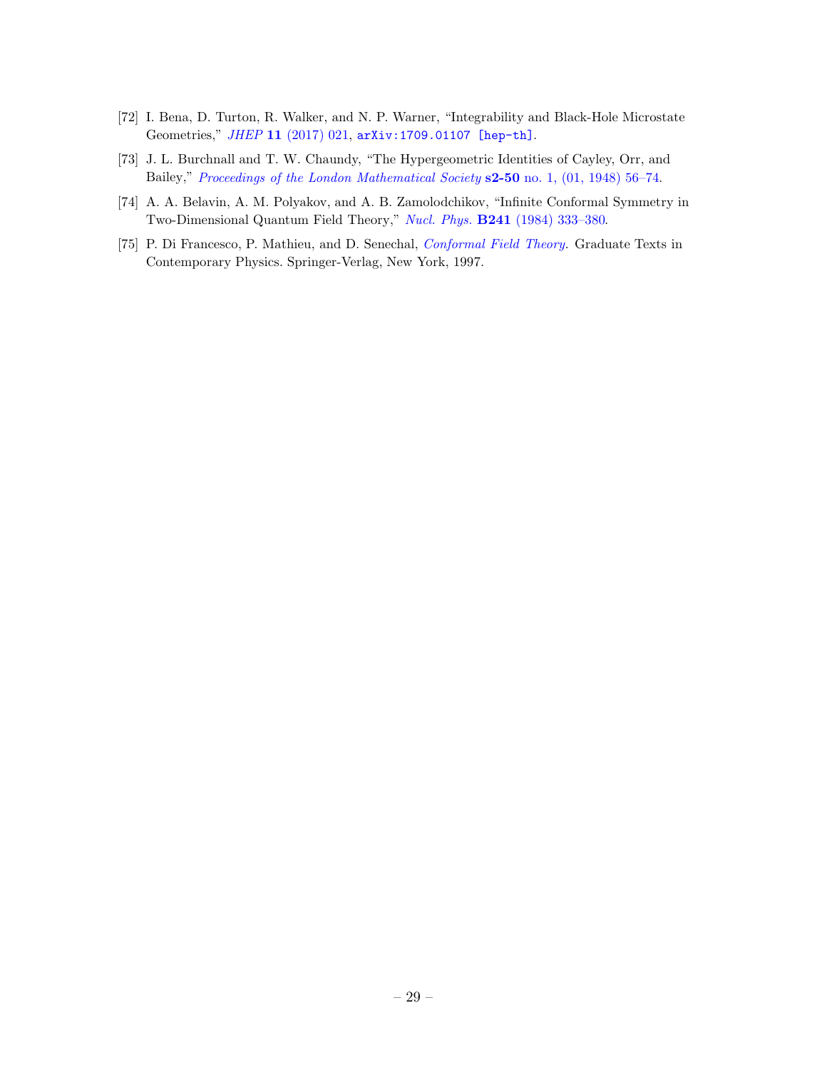[72] I. Bena, D. Turton, R. Walker, and N. P. Warner, "Integrability and Black-Hole Microstate Geometries," *JHEP* **11** (2017) 021, arXiv:1709.01107 [hep-th].

[73] J. L. Burchnall and T. W. Chaundy, "The Hypergeometric Identities of Cayley, Orr, and Bailey," *Proceedings of the London Mathematical Society* **s2-50** no. 1, (01, 1948) 56–74.

[74] A. A. Belavin, A. M. Polyakov, and A. B. Zamolodchikov, "Infinite Conformal Symmetry in Two-Dimensional Quantum Field Theory," *Nucl. Phys.* **B241** (1984) 333–380.

[75] P. Di Francesco, P. Mathieu, and D. Senechal, *Conformal Field Theory*. Graduate Texts in Contemporary Physics. Springer-Verlag, New York, 1997.